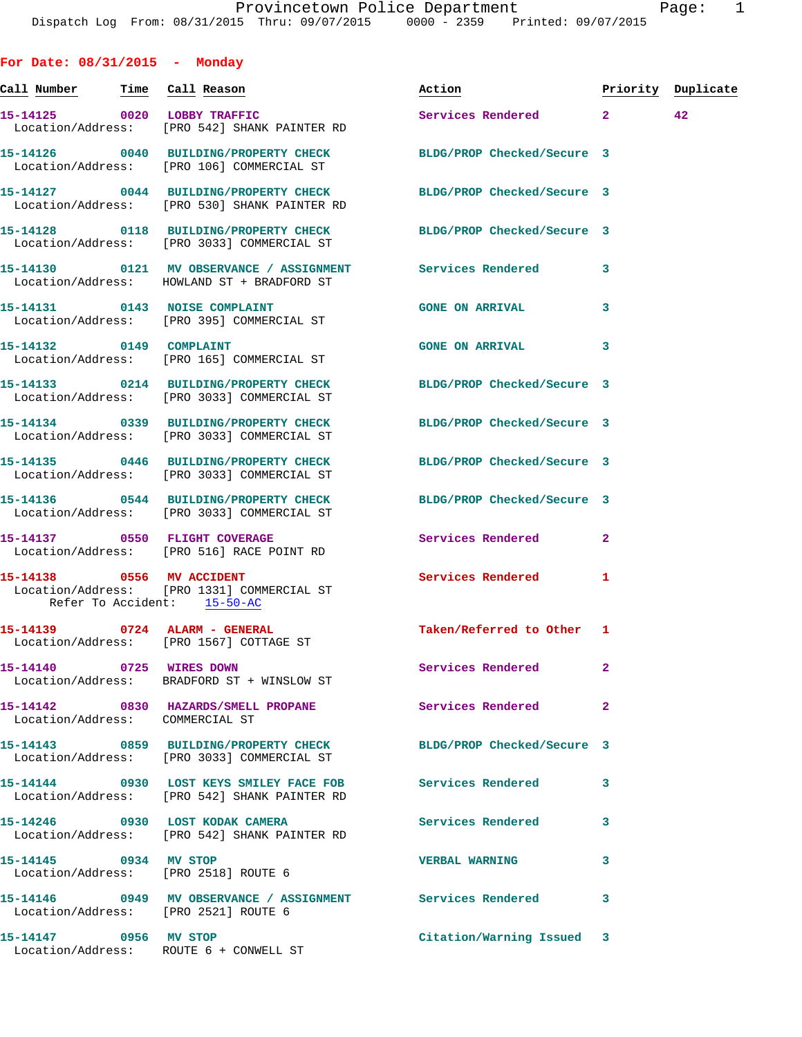Provincetown Police Department
Dispatch Log From: 08/31/2015 Thru: 09/07/2015 0000 - 2359 Printed: 09/07/2015

## For Date: 08/31/2015 - Monday

| Call Number | Time | Call Reason | Action | Priority | Duplicate |
|---|---|---|---|---|---|
| 15-14125 | 0020 | LOBBY TRAFFIC | Services Rendered | 2 | 42 |
| Location/Address: | | [PRO 542] SHANK PAINTER RD | | | |
| 15-14126 | 0040 | BUILDING/PROPERTY CHECK | BLDG/PROP Checked/Secure | 3 | |
| Location/Address: | | [PRO 106] COMMERCIAL ST | | | |
| 15-14127 | 0044 | BUILDING/PROPERTY CHECK | BLDG/PROP Checked/Secure | 3 | |
| Location/Address: | | [PRO 530] SHANK PAINTER RD | | | |
| 15-14128 | 0118 | BUILDING/PROPERTY CHECK | BLDG/PROP Checked/Secure | 3 | |
| Location/Address: | | [PRO 3033] COMMERCIAL ST | | | |
| 15-14130 | 0121 | MV OBSERVANCE / ASSIGNMENT | Services Rendered | 3 | |
| Location/Address: | | HOWLAND ST + BRADFORD ST | | | |
| 15-14131 | 0143 | NOISE COMPLAINT | GONE ON ARRIVAL | 3 | |
| Location/Address: | | [PRO 395] COMMERCIAL ST | | | |
| 15-14132 | 0149 | COMPLAINT | GONE ON ARRIVAL | 3 | |
| Location/Address: | | [PRO 165] COMMERCIAL ST | | | |
| 15-14133 | 0214 | BUILDING/PROPERTY CHECK | BLDG/PROP Checked/Secure | 3 | |
| Location/Address: | | [PRO 3033] COMMERCIAL ST | | | |
| 15-14134 | 0339 | BUILDING/PROPERTY CHECK | BLDG/PROP Checked/Secure | 3 | |
| Location/Address: | | [PRO 3033] COMMERCIAL ST | | | |
| 15-14135 | 0446 | BUILDING/PROPERTY CHECK | BLDG/PROP Checked/Secure | 3 | |
| Location/Address: | | [PRO 3033] COMMERCIAL ST | | | |
| 15-14136 | 0544 | BUILDING/PROPERTY CHECK | BLDG/PROP Checked/Secure | 3 | |
| Location/Address: | | [PRO 3033] COMMERCIAL ST | | | |
| 15-14137 | 0550 | FLIGHT COVERAGE | Services Rendered | 2 | |
| Location/Address: | | [PRO 516] RACE POINT RD | | | |
| 15-14138 | 0556 | MV ACCIDENT | Services Rendered | 1 | |
| Location/Address: | | [PRO 1331] COMMERCIAL ST | | | |
| Refer To Accident: | | 15-50-AC | | | |
| 15-14139 | 0724 | ALARM - GENERAL | Taken/Referred to Other | 1 | |
| Location/Address: | | [PRO 1567] COTTAGE ST | | | |
| 15-14140 | 0725 | WIRES DOWN | Services Rendered | 2 | |
| Location/Address: | | BRADFORD ST + WINSLOW ST | | | |
| 15-14142 | 0830 | HAZARDS/SMELL PROPANE | Services Rendered | 2 | |
| Location/Address: | | COMMERCIAL ST | | | |
| 15-14143 | 0859 | BUILDING/PROPERTY CHECK | BLDG/PROP Checked/Secure | 3 | |
| Location/Address: | | [PRO 3033] COMMERCIAL ST | | | |
| 15-14144 | 0930 | LOST KEYS SMILEY FACE FOB | Services Rendered | 3 | |
| Location/Address: | | [PRO 542] SHANK PAINTER RD | | | |
| 15-14246 | 0930 | LOST KODAK CAMERA | Services Rendered | 3 | |
| Location/Address: | | [PRO 542] SHANK PAINTER RD | | | |
| 15-14145 | 0934 | MV STOP | VERBAL WARNING | 3 | |
| Location/Address: | | [PRO 2518] ROUTE 6 | | | |
| 15-14146 | 0949 | MV OBSERVANCE / ASSIGNMENT | Services Rendered | 3 | |
| Location/Address: | | [PRO 2521] ROUTE 6 | | | |
| 15-14147 | 0956 | MV STOP | Citation/Warning Issued | 3 | |
| Location/Address: | | ROUTE 6 + CONWELL ST | | | |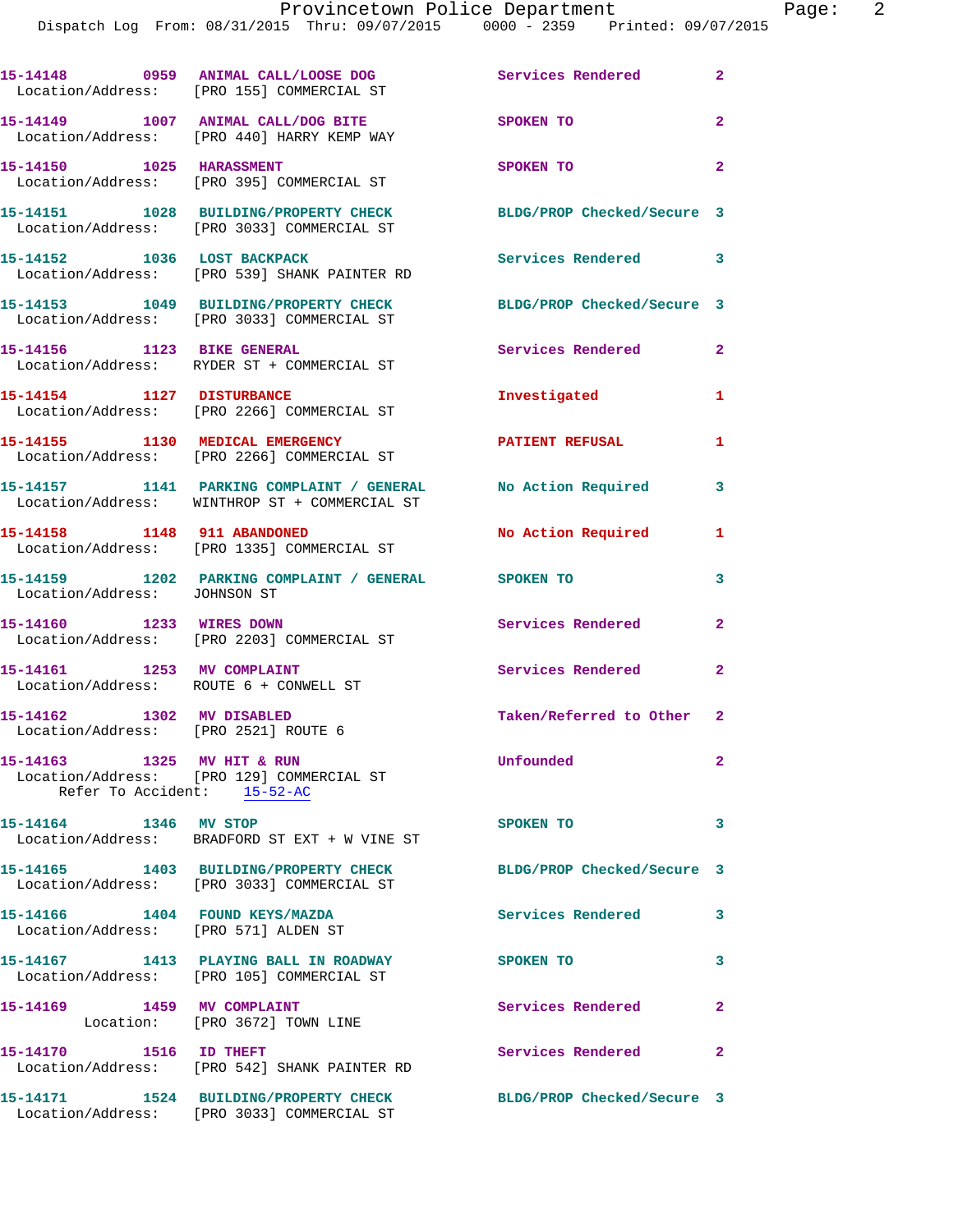15-14148 0959 ANIMAL CALL/LOOSE DOG Services Rendered 2
Location/Address: [PRO 155] COMMERCIAL ST

15-14149 1007 ANIMAL CALL/DOG BITE SPOKEN TO 2
Location/Address: [PRO 440] HARRY KEMP WAY

15-14150 1025 HARASSMENT SPOKEN TO 2
Location/Address: [PRO 395] COMMERCIAL ST

15-14151 1028 BUILDING/PROPERTY CHECK BLDG/PROP Checked/Secure 3
Location/Address: [PRO 3033] COMMERCIAL ST

15-14152 1036 LOST BACKPACK Services Rendered 3
Location/Address: [PRO 539] SHANK PAINTER RD

15-14153 1049 BUILDING/PROPERTY CHECK BLDG/PROP Checked/Secure 3
Location/Address: [PRO 3033] COMMERCIAL ST

15-14156 1123 BIKE GENERAL Services Rendered 2
Location/Address: RYDER ST + COMMERCIAL ST

15-14154 1127 DISTURBANCE Investigated 1
Location/Address: [PRO 2266] COMMERCIAL ST

15-14155 1130 MEDICAL EMERGENCY PATIENT REFUSAL 1
Location/Address: [PRO 2266] COMMERCIAL ST

15-14157 1141 PARKING COMPLAINT / GENERAL No Action Required 3
Location/Address: WINTHROP ST + COMMERCIAL ST

15-14158 1148 911 ABANDONED No Action Required 1
Location/Address: [PRO 1335] COMMERCIAL ST

15-14159 1202 PARKING COMPLAINT / GENERAL SPOKEN TO 3
Location/Address: JOHNSON ST

15-14160 1233 WIRES DOWN Services Rendered 2
Location/Address: [PRO 2203] COMMERCIAL ST

15-14161 1253 MV COMPLAINT Services Rendered 2
Location/Address: ROUTE 6 + CONWELL ST

15-14162 1302 MV DISABLED Taken/Referred to Other 2
Location/Address: [PRO 2521] ROUTE 6

15-14163 1325 MV HIT & RUN Unfounded 2
Location/Address: [PRO 129] COMMERCIAL ST
Refer To Accident: 15-52-AC

15-14164 1346 MV STOP SPOKEN TO 3
Location/Address: BRADFORD ST EXT + W VINE ST

15-14165 1403 BUILDING/PROPERTY CHECK BLDG/PROP Checked/Secure 3
Location/Address: [PRO 3033] COMMERCIAL ST

15-14166 1404 FOUND KEYS/MAZDA Services Rendered 3
Location/Address: [PRO 571] ALDEN ST

15-14167 1413 PLAYING BALL IN ROADWAY SPOKEN TO 3
Location/Address: [PRO 105] COMMERCIAL ST

15-14169 1459 MV COMPLAINT Services Rendered 2
Location: [PRO 3672] TOWN LINE

15-14170 1516 ID THEFT Services Rendered 2
Location/Address: [PRO 542] SHANK PAINTER RD

15-14171 1524 BUILDING/PROPERTY CHECK BLDG/PROP Checked/Secure 3
Location/Address: [PRO 3033] COMMERCIAL ST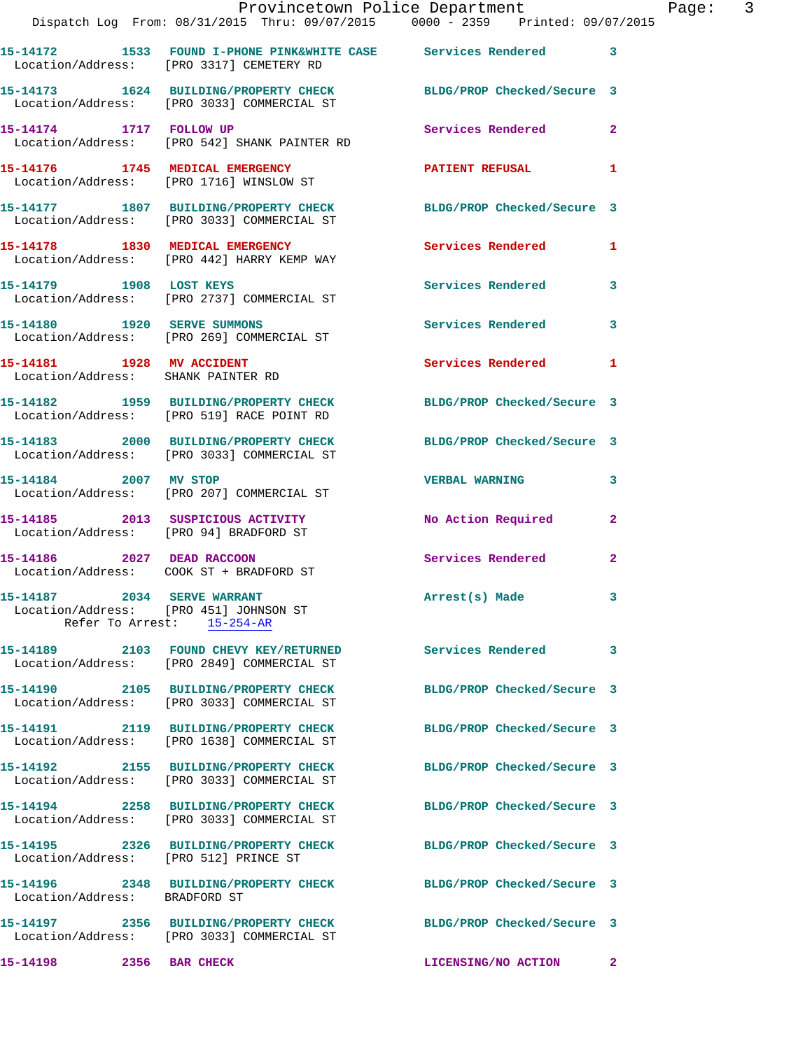15-14172 1533 FOUND I-PHONE PINK&WHITE CASE Services Rendered 3
Location/Address: [PRO 3317] CEMETERY RD

15-14173 1624 BUILDING/PROPERTY CHECK BLDG/PROP Checked/Secure 3
Location/Address: [PRO 3033] COMMERCIAL ST

15-14174 1717 FOLLOW UP Services Rendered 2
Location/Address: [PRO 542] SHANK PAINTER RD

15-14176 1745 MEDICAL EMERGENCY PATIENT REFUSAL 1
Location/Address: [PRO 1716] WINSLOW ST

15-14177 1807 BUILDING/PROPERTY CHECK BLDG/PROP Checked/Secure 3
Location/Address: [PRO 3033] COMMERCIAL ST

15-14178 1830 MEDICAL EMERGENCY Services Rendered 1
Location/Address: [PRO 442] HARRY KEMP WAY

15-14179 1908 LOST KEYS Services Rendered 3
Location/Address: [PRO 2737] COMMERCIAL ST

15-14180 1920 SERVE SUMMONS Services Rendered 3
Location/Address: [PRO 269] COMMERCIAL ST

15-14181 1928 MV ACCIDENT Services Rendered 1
Location/Address: SHANK PAINTER RD

15-14182 1959 BUILDING/PROPERTY CHECK BLDG/PROP Checked/Secure 3
Location/Address: [PRO 519] RACE POINT RD

15-14183 2000 BUILDING/PROPERTY CHECK BLDG/PROP Checked/Secure 3
Location/Address: [PRO 3033] COMMERCIAL ST

15-14184 2007 MV STOP VERBAL WARNING 3
Location/Address: [PRO 207] COMMERCIAL ST

15-14185 2013 SUSPICIOUS ACTIVITY No Action Required 2
Location/Address: [PRO 94] BRADFORD ST

15-14186 2027 DEAD RACCOON Services Rendered 2
Location/Address: COOK ST + BRADFORD ST

15-14187 2034 SERVE WARRANT Arrest(s) Made 3
Location/Address: [PRO 451] JOHNSON ST
Refer To Arrest: 15-254-AR

15-14189 2103 FOUND CHEVY KEY/RETURNED Services Rendered 3
Location/Address: [PRO 2849] COMMERCIAL ST

15-14190 2105 BUILDING/PROPERTY CHECK BLDG/PROP Checked/Secure 3
Location/Address: [PRO 3033] COMMERCIAL ST

15-14191 2119 BUILDING/PROPERTY CHECK BLDG/PROP Checked/Secure 3
Location/Address: [PRO 1638] COMMERCIAL ST

15-14192 2155 BUILDING/PROPERTY CHECK BLDG/PROP Checked/Secure 3
Location/Address: [PRO 3033] COMMERCIAL ST

15-14194 2258 BUILDING/PROPERTY CHECK BLDG/PROP Checked/Secure 3
Location/Address: [PRO 3033] COMMERCIAL ST

15-14195 2326 BUILDING/PROPERTY CHECK BLDG/PROP Checked/Secure 3
Location/Address: [PRO 512] PRINCE ST

15-14196 2348 BUILDING/PROPERTY CHECK BLDG/PROP Checked/Secure 3
Location/Address: BRADFORD ST

15-14197 2356 BUILDING/PROPERTY CHECK BLDG/PROP Checked/Secure 3
Location/Address: [PRO 3033] COMMERCIAL ST

15-14198 2356 BAR CHECK LICENSING/NO ACTION 2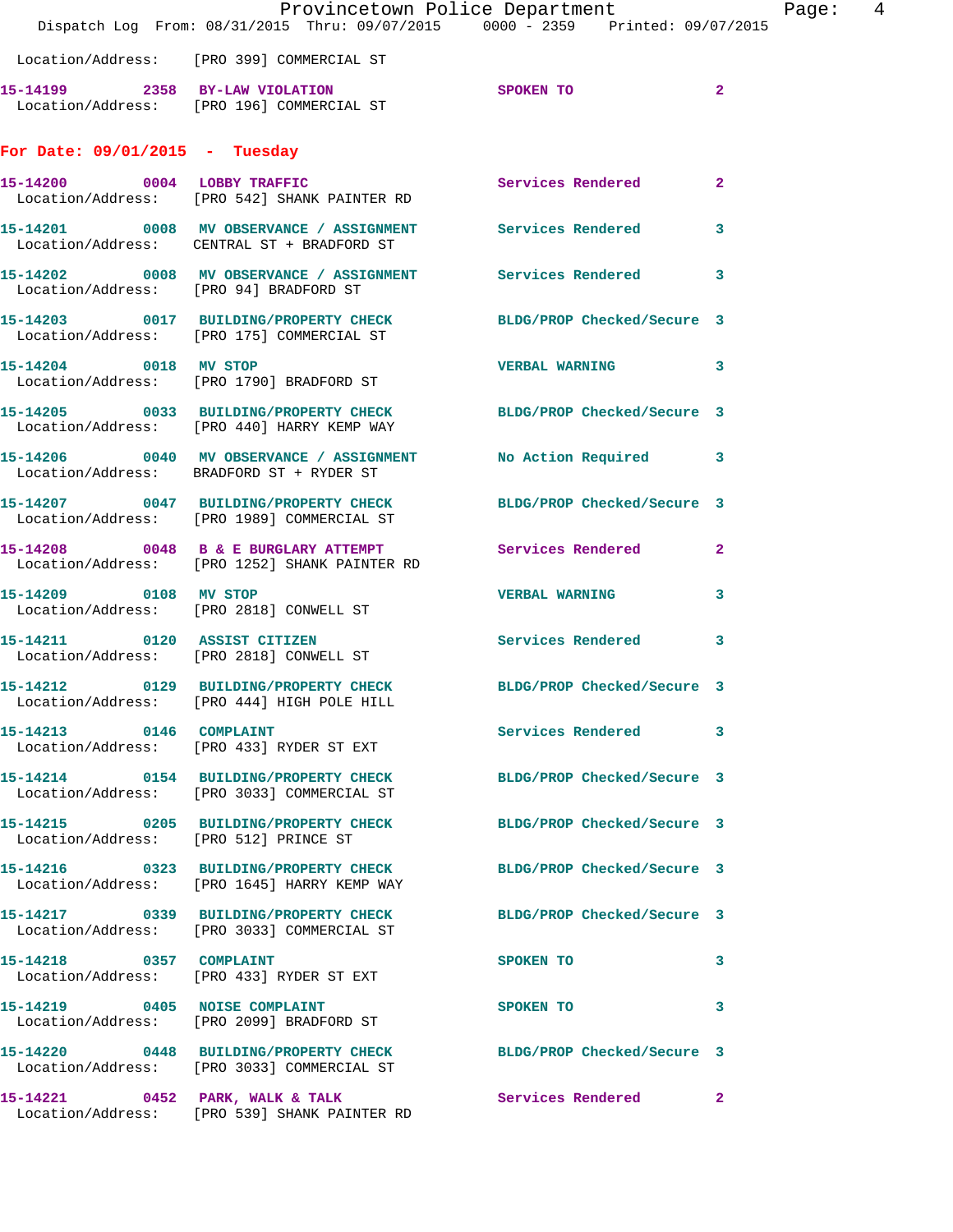Location/Address: [PRO 399] COMMERCIAL ST

**15-14199 2358 BY-LAW VIOLATION** SPOKEN TO 2
Location/Address: [PRO 196] COMMERCIAL ST

## For Date: 09/01/2015 - Tuesday

**15-14200 0004 LOBBY TRAFFIC** Services Rendered 2
Location/Address: [PRO 542] SHANK PAINTER RD

**15-14201 0008 MV OBSERVANCE / ASSIGNMENT** Services Rendered 3
Location/Address: CENTRAL ST + BRADFORD ST

**15-14202 0008 MV OBSERVANCE / ASSIGNMENT** Services Rendered 3
Location/Address: [PRO 94] BRADFORD ST

**15-14203 0017 BUILDING/PROPERTY CHECK** BLDG/PROP Checked/Secure 3
Location/Address: [PRO 175] COMMERCIAL ST

**15-14204 0018 MV STOP** VERBAL WARNING 3
Location/Address: [PRO 1790] BRADFORD ST

**15-14205 0033 BUILDING/PROPERTY CHECK** BLDG/PROP Checked/Secure 3
Location/Address: [PRO 440] HARRY KEMP WAY

**15-14206 0040 MV OBSERVANCE / ASSIGNMENT** No Action Required 3
Location/Address: BRADFORD ST + RYDER ST

**15-14207 0047 BUILDING/PROPERTY CHECK** BLDG/PROP Checked/Secure 3
Location/Address: [PRO 1989] COMMERCIAL ST

**15-14208 0048 B & E BURGLARY ATTEMPT** Services Rendered 2
Location/Address: [PRO 1252] SHANK PAINTER RD

**15-14209 0108 MV STOP** VERBAL WARNING 3
Location/Address: [PRO 2818] CONWELL ST

**15-14211 0120 ASSIST CITIZEN** Services Rendered 3
Location/Address: [PRO 2818] CONWELL ST

**15-14212 0129 BUILDING/PROPERTY CHECK** BLDG/PROP Checked/Secure 3
Location/Address: [PRO 444] HIGH POLE HILL

**15-14213 0146 COMPLAINT** Services Rendered 3
Location/Address: [PRO 433] RYDER ST EXT

**15-14214 0154 BUILDING/PROPERTY CHECK** BLDG/PROP Checked/Secure 3
Location/Address: [PRO 3033] COMMERCIAL ST

**15-14215 0205 BUILDING/PROPERTY CHECK** BLDG/PROP Checked/Secure 3
Location/Address: [PRO 512] PRINCE ST

**15-14216 0323 BUILDING/PROPERTY CHECK** BLDG/PROP Checked/Secure 3
Location/Address: [PRO 1645] HARRY KEMP WAY

**15-14217 0339 BUILDING/PROPERTY CHECK** BLDG/PROP Checked/Secure 3
Location/Address: [PRO 3033] COMMERCIAL ST

**15-14218 0357 COMPLAINT** SPOKEN TO 3
Location/Address: [PRO 433] RYDER ST EXT

**15-14219 0405 NOISE COMPLAINT** SPOKEN TO 3
Location/Address: [PRO 2099] BRADFORD ST

**15-14220 0448 BUILDING/PROPERTY CHECK** BLDG/PROP Checked/Secure 3
Location/Address: [PRO 3033] COMMERCIAL ST

**15-14221 0452 PARK, WALK & TALK** Services Rendered 2
Location/Address: [PRO 539] SHANK PAINTER RD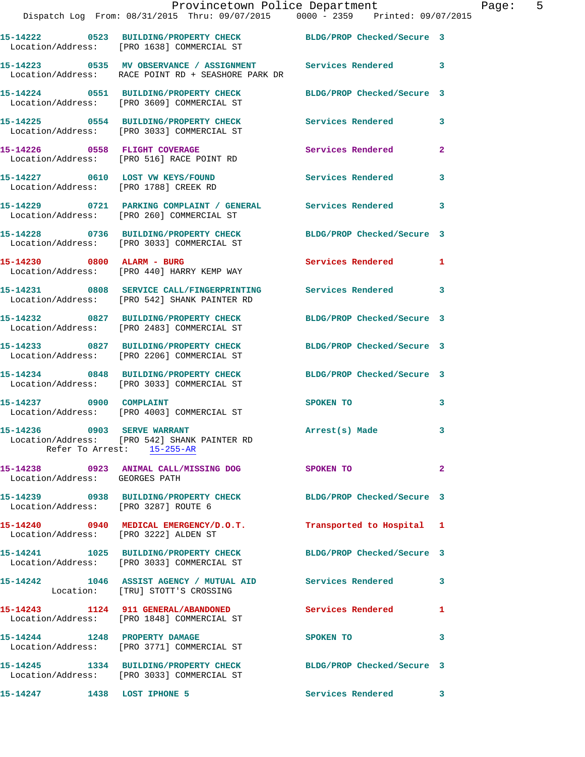15-14222 0523 BUILDING/PROPERTY CHECK BLDG/PROP Checked/Secure 3
Location/Address: [PRO 1638] COMMERCIAL ST

15-14223 0535 MV OBSERVANCE / ASSIGNMENT Services Rendered 3
Location/Address: RACE POINT RD + SEASHORE PARK DR

15-14224 0551 BUILDING/PROPERTY CHECK BLDG/PROP Checked/Secure 3
Location/Address: [PRO 3609] COMMERCIAL ST

15-14225 0554 BUILDING/PROPERTY CHECK Services Rendered 3
Location/Address: [PRO 3033] COMMERCIAL ST

15-14226 0558 FLIGHT COVERAGE Services Rendered 2
Location/Address: [PRO 516] RACE POINT RD

15-14227 0610 LOST VW KEYS/FOUND Services Rendered 3
Location/Address: [PRO 1788] CREEK RD

15-14229 0721 PARKING COMPLAINT / GENERAL Services Rendered 3
Location/Address: [PRO 260] COMMERCIAL ST

15-14228 0736 BUILDING/PROPERTY CHECK BLDG/PROP Checked/Secure 3
Location/Address: [PRO 3033] COMMERCIAL ST

15-14230 0800 ALARM - BURG Services Rendered 1
Location/Address: [PRO 440] HARRY KEMP WAY

15-14231 0808 SERVICE CALL/FINGERPRINTING Services Rendered 3
Location/Address: [PRO 542] SHANK PAINTER RD

15-14232 0827 BUILDING/PROPERTY CHECK BLDG/PROP Checked/Secure 3
Location/Address: [PRO 2483] COMMERCIAL ST

15-14233 0827 BUILDING/PROPERTY CHECK BLDG/PROP Checked/Secure 3
Location/Address: [PRO 2206] COMMERCIAL ST

15-14234 0848 BUILDING/PROPERTY CHECK BLDG/PROP Checked/Secure 3
Location/Address: [PRO 3033] COMMERCIAL ST

15-14237 0900 COMPLAINT SPOKEN TO 3
Location/Address: [PRO 4003] COMMERCIAL ST

15-14236 0903 SERVE WARRANT Arrest(s) Made 3
Location/Address: [PRO 542] SHANK PAINTER RD
Refer To Arrest: 15-255-AR

15-14238 0923 ANIMAL CALL/MISSING DOG SPOKEN TO 2
Location/Address: GEORGES PATH

15-14239 0938 BUILDING/PROPERTY CHECK BLDG/PROP Checked/Secure 3
Location/Address: [PRO 3287] ROUTE 6

15-14240 0940 MEDICAL EMERGENCY/D.O.T. Transported to Hospital 1
Location/Address: [PRO 3222] ALDEN ST

15-14241 1025 BUILDING/PROPERTY CHECK BLDG/PROP Checked/Secure 3
Location/Address: [PRO 3033] COMMERCIAL ST

15-14242 1046 ASSIST AGENCY / MUTUAL AID Services Rendered 3
Location: [TRU] STOTT'S CROSSING

15-14243 1124 911 GENERAL/ABANDONED Services Rendered 1
Location/Address: [PRO 1848] COMMERCIAL ST

15-14244 1248 PROPERTY DAMAGE SPOKEN TO 3
Location/Address: [PRO 3771] COMMERCIAL ST

15-14245 1334 BUILDING/PROPERTY CHECK BLDG/PROP Checked/Secure 3
Location/Address: [PRO 3033] COMMERCIAL ST

15-14247 1438 LOST IPHONE 5 Services Rendered 3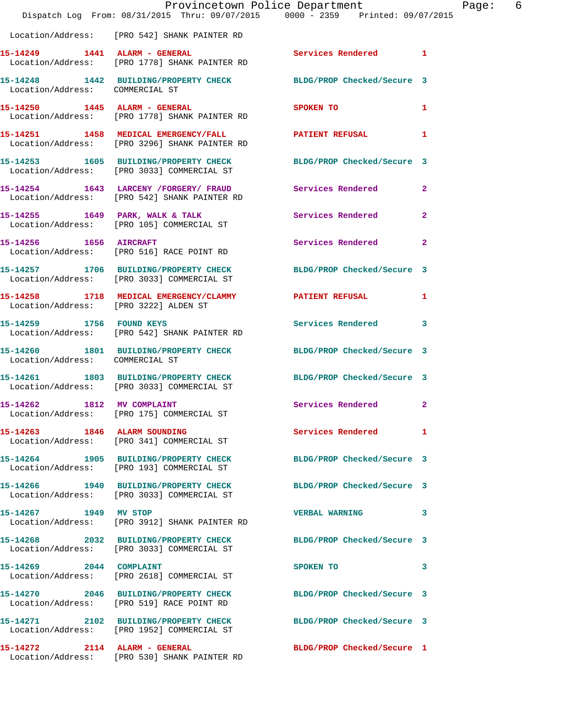Location/Address: [PRO 542] SHANK PAINTER RD

| | | | | |
|---|---|---|---|---|
| 15-14249 | 1441 | ALARM - GENERAL | Services Rendered | 1 |
| Location/Address: | | [PRO 1778] SHANK PAINTER RD | | |
| 15-14248 | 1442 | BUILDING/PROPERTY CHECK | BLDG/PROP Checked/Secure | 3 |
| Location/Address: | | COMMERCIAL ST | | |
| 15-14250 | 1445 | ALARM - GENERAL | SPOKEN TO | 1 |
| Location/Address: | | [PRO 1778] SHANK PAINTER RD | | |
| 15-14251 | 1458 | MEDICAL EMERGENCY/FALL | PATIENT REFUSAL | 1 |
| Location/Address: | | [PRO 3296] SHANK PAINTER RD | | |
| 15-14253 | 1605 | BUILDING/PROPERTY CHECK | BLDG/PROP Checked/Secure | 3 |
| Location/Address: | | [PRO 3033] COMMERCIAL ST | | |
| 15-14254 | 1643 | LARCENY /FORGERY/ FRAUD | Services Rendered | 2 |
| Location/Address: | | [PRO 542] SHANK PAINTER RD | | |
| 15-14255 | 1649 | PARK, WALK & TALK | Services Rendered | 2 |
| Location/Address: | | [PRO 105] COMMERCIAL ST | | |
| 15-14256 | 1656 | AIRCRAFT | Services Rendered | 2 |
| Location/Address: | | [PRO 516] RACE POINT RD | | |
| 15-14257 | 1706 | BUILDING/PROPERTY CHECK | BLDG/PROP Checked/Secure | 3 |
| Location/Address: | | [PRO 3033] COMMERCIAL ST | | |
| 15-14258 | 1718 | MEDICAL EMERGENCY/CLAMMY | PATIENT REFUSAL | 1 |
| Location/Address: | | [PRO 3222] ALDEN ST | | |
| 15-14259 | 1756 | FOUND KEYS | Services Rendered | 3 |
| Location/Address: | | [PRO 542] SHANK PAINTER RD | | |
| 15-14260 | 1801 | BUILDING/PROPERTY CHECK | BLDG/PROP Checked/Secure | 3 |
| Location/Address: | | COMMERCIAL ST | | |
| 15-14261 | 1803 | BUILDING/PROPERTY CHECK | BLDG/PROP Checked/Secure | 3 |
| Location/Address: | | [PRO 3033] COMMERCIAL ST | | |
| 15-14262 | 1812 | MV COMPLAINT | Services Rendered | 2 |
| Location/Address: | | [PRO 175] COMMERCIAL ST | | |
| 15-14263 | 1846 | ALARM SOUNDING | Services Rendered | 1 |
| Location/Address: | | [PRO 341] COMMERCIAL ST | | |
| 15-14264 | 1905 | BUILDING/PROPERTY CHECK | BLDG/PROP Checked/Secure | 3 |
| Location/Address: | | [PRO 193] COMMERCIAL ST | | |
| 15-14266 | 1940 | BUILDING/PROPERTY CHECK | BLDG/PROP Checked/Secure | 3 |
| Location/Address: | | [PRO 3033] COMMERCIAL ST | | |
| 15-14267 | 1949 | MV STOP | VERBAL WARNING | 3 |
| Location/Address: | | [PRO 3912] SHANK PAINTER RD | | |
| 15-14268 | 2032 | BUILDING/PROPERTY CHECK | BLDG/PROP Checked/Secure | 3 |
| Location/Address: | | [PRO 3033] COMMERCIAL ST | | |
| 15-14269 | 2044 | COMPLAINT | SPOKEN TO | 3 |
| Location/Address: | | [PRO 2618] COMMERCIAL ST | | |
| 15-14270 | 2046 | BUILDING/PROPERTY CHECK | BLDG/PROP Checked/Secure | 3 |
| Location/Address: | | [PRO 519] RACE POINT RD | | |
| 15-14271 | 2102 | BUILDING/PROPERTY CHECK | BLDG/PROP Checked/Secure | 3 |
| Location/Address: | | [PRO 1952] COMMERCIAL ST | | |
| 15-14272 | 2114 | ALARM - GENERAL | BLDG/PROP Checked/Secure | 1 |
| Location/Address: | | [PRO 530] SHANK PAINTER RD | | |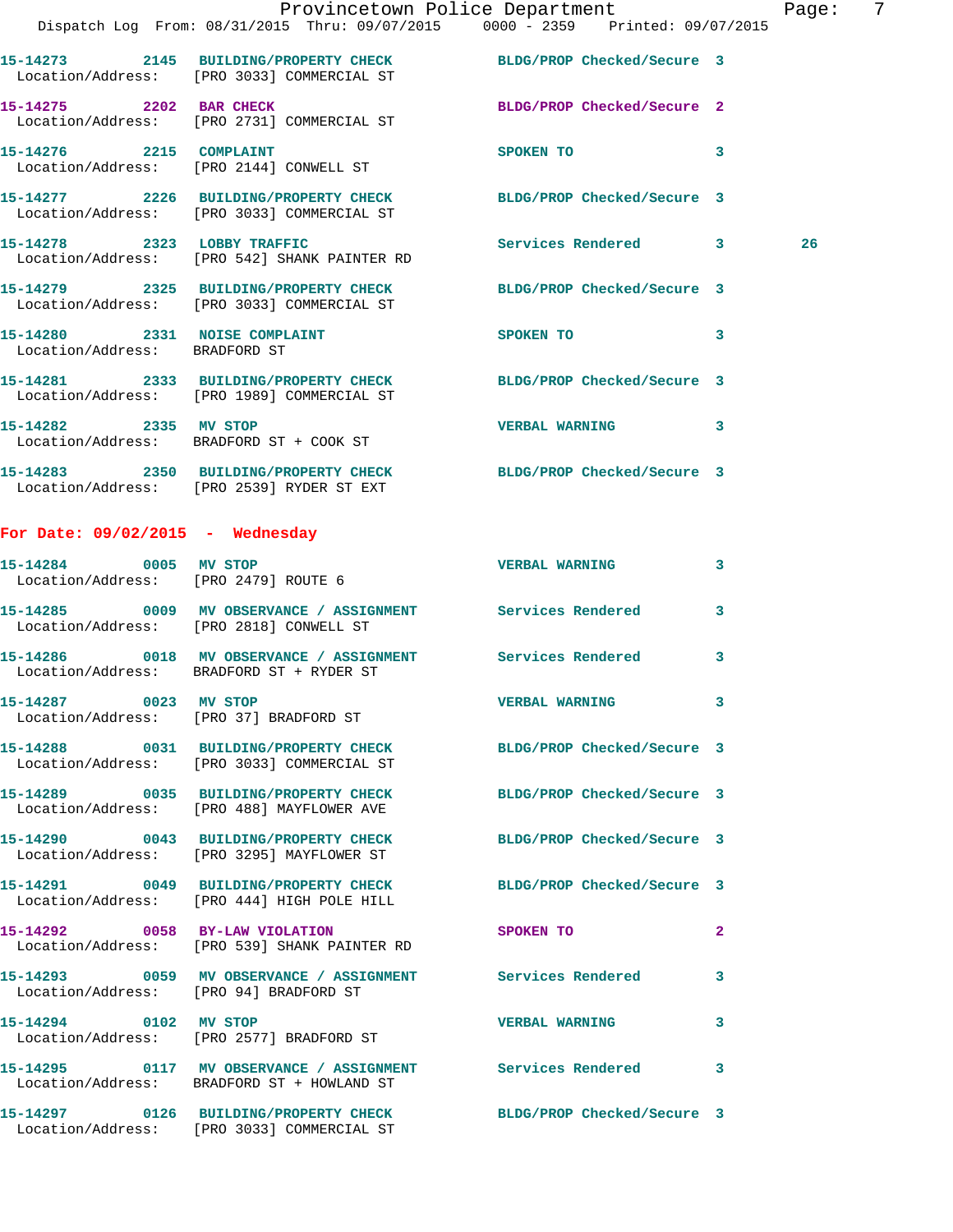15-14273 2145 BUILDING/PROPERTY CHECK BLDG/PROP Checked/Secure 3
Location/Address: [PRO 3033] COMMERCIAL ST

15-14275 2202 BAR CHECK BLDG/PROP Checked/Secure 2
Location/Address: [PRO 2731] COMMERCIAL ST

15-14276 2215 COMPLAINT SPOKEN TO 3
Location/Address: [PRO 2144] CONWELL ST

15-14277 2226 BUILDING/PROPERTY CHECK BLDG/PROP Checked/Secure 3
Location/Address: [PRO 3033] COMMERCIAL ST

15-14278 2323 LOBBY TRAFFIC Services Rendered 3 26
Location/Address: [PRO 542] SHANK PAINTER RD

15-14279 2325 BUILDING/PROPERTY CHECK BLDG/PROP Checked/Secure 3
Location/Address: [PRO 3033] COMMERCIAL ST

15-14280 2331 NOISE COMPLAINT SPOKEN TO 3
Location/Address: BRADFORD ST

15-14281 2333 BUILDING/PROPERTY CHECK BLDG/PROP Checked/Secure 3
Location/Address: [PRO 1989] COMMERCIAL ST

15-14282 2335 MV STOP VERBAL WARNING 3
Location/Address: BRADFORD ST + COOK ST

15-14283 2350 BUILDING/PROPERTY CHECK BLDG/PROP Checked/Secure 3
Location/Address: [PRO 2539] RYDER ST EXT

## For Date: 09/02/2015 - Wednesday

15-14284 0005 MV STOP VERBAL WARNING 3
Location/Address: [PRO 2479] ROUTE 6

15-14285 0009 MV OBSERVANCE / ASSIGNMENT Services Rendered 3
Location/Address: [PRO 2818] CONWELL ST

15-14286 0018 MV OBSERVANCE / ASSIGNMENT Services Rendered 3
Location/Address: BRADFORD ST + RYDER ST

15-14287 0023 MV STOP VERBAL WARNING 3
Location/Address: [PRO 37] BRADFORD ST

15-14288 0031 BUILDING/PROPERTY CHECK BLDG/PROP Checked/Secure 3
Location/Address: [PRO 3033] COMMERCIAL ST

15-14289 0035 BUILDING/PROPERTY CHECK BLDG/PROP Checked/Secure 3
Location/Address: [PRO 488] MAYFLOWER AVE

15-14290 0043 BUILDING/PROPERTY CHECK BLDG/PROP Checked/Secure 3
Location/Address: [PRO 3295] MAYFLOWER ST

15-14291 0049 BUILDING/PROPERTY CHECK BLDG/PROP Checked/Secure 3
Location/Address: [PRO 444] HIGH POLE HILL

15-14292 0058 BY-LAW VIOLATION SPOKEN TO 2
Location/Address: [PRO 539] SHANK PAINTER RD

15-14293 0059 MV OBSERVANCE / ASSIGNMENT Services Rendered 3
Location/Address: [PRO 94] BRADFORD ST

15-14294 0102 MV STOP VERBAL WARNING 3
Location/Address: [PRO 2577] BRADFORD ST

15-14295 0117 MV OBSERVANCE / ASSIGNMENT Services Rendered 3
Location/Address: BRADFORD ST + HOWLAND ST

15-14297 0126 BUILDING/PROPERTY CHECK BLDG/PROP Checked/Secure 3
Location/Address: [PRO 3033] COMMERCIAL ST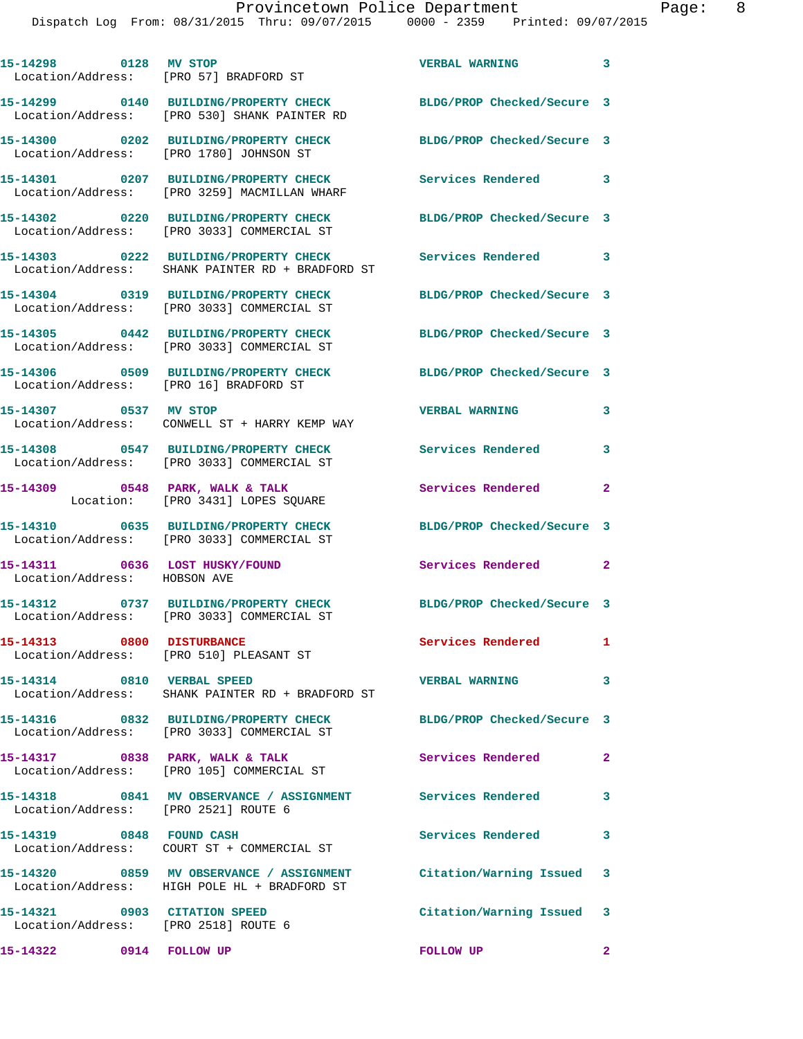15-14298 0128 MV STOP VERBAL WARNING 3
Location/Address: [PRO 57] BRADFORD ST

15-14299 0140 BUILDING/PROPERTY CHECK BLDG/PROP Checked/Secure 3
Location/Address: [PRO 530] SHANK PAINTER RD

15-14300 0202 BUILDING/PROPERTY CHECK BLDG/PROP Checked/Secure 3
Location/Address: [PRO 1780] JOHNSON ST

15-14301 0207 BUILDING/PROPERTY CHECK Services Rendered 3
Location/Address: [PRO 3259] MACMILLAN WHARF

15-14302 0220 BUILDING/PROPERTY CHECK BLDG/PROP Checked/Secure 3
Location/Address: [PRO 3033] COMMERCIAL ST

15-14303 0222 BUILDING/PROPERTY CHECK Services Rendered 3
Location/Address: SHANK PAINTER RD + BRADFORD ST

15-14304 0319 BUILDING/PROPERTY CHECK BLDG/PROP Checked/Secure 3
Location/Address: [PRO 3033] COMMERCIAL ST

15-14305 0442 BUILDING/PROPERTY CHECK BLDG/PROP Checked/Secure 3
Location/Address: [PRO 3033] COMMERCIAL ST

15-14306 0509 BUILDING/PROPERTY CHECK BLDG/PROP Checked/Secure 3
Location/Address: [PRO 16] BRADFORD ST

15-14307 0537 MV STOP VERBAL WARNING 3
Location/Address: CONWELL ST + HARRY KEMP WAY

15-14308 0547 BUILDING/PROPERTY CHECK Services Rendered 3
Location/Address: [PRO 3033] COMMERCIAL ST

15-14309 0548 PARK, WALK & TALK Services Rendered 2
Location: [PRO 3431] LOPES SQUARE

15-14310 0635 BUILDING/PROPERTY CHECK BLDG/PROP Checked/Secure 3
Location/Address: [PRO 3033] COMMERCIAL ST

15-14311 0636 LOST HUSKY/FOUND Services Rendered 2
Location/Address: HOBSON AVE

15-14312 0737 BUILDING/PROPERTY CHECK BLDG/PROP Checked/Secure 3
Location/Address: [PRO 3033] COMMERCIAL ST

15-14313 0800 DISTURBANCE Services Rendered 1
Location/Address: [PRO 510] PLEASANT ST

15-14314 0810 VERBAL SPEED VERBAL WARNING 3
Location/Address: SHANK PAINTER RD + BRADFORD ST

15-14316 0832 BUILDING/PROPERTY CHECK BLDG/PROP Checked/Secure 3
Location/Address: [PRO 3033] COMMERCIAL ST

15-14317 0838 PARK, WALK & TALK Services Rendered 2
Location/Address: [PRO 105] COMMERCIAL ST

15-14318 0841 MV OBSERVANCE / ASSIGNMENT Services Rendered 3
Location/Address: [PRO 2521] ROUTE 6

15-14319 0848 FOUND CASH Services Rendered 3
Location/Address: COURT ST + COMMERCIAL ST

15-14320 0859 MV OBSERVANCE / ASSIGNMENT Citation/Warning Issued 3
Location/Address: HIGH POLE HL + BRADFORD ST

15-14321 0903 CITATION SPEED Citation/Warning Issued 3
Location/Address: [PRO 2518] ROUTE 6

15-14322 0914 FOLLOW UP FOLLOW UP 2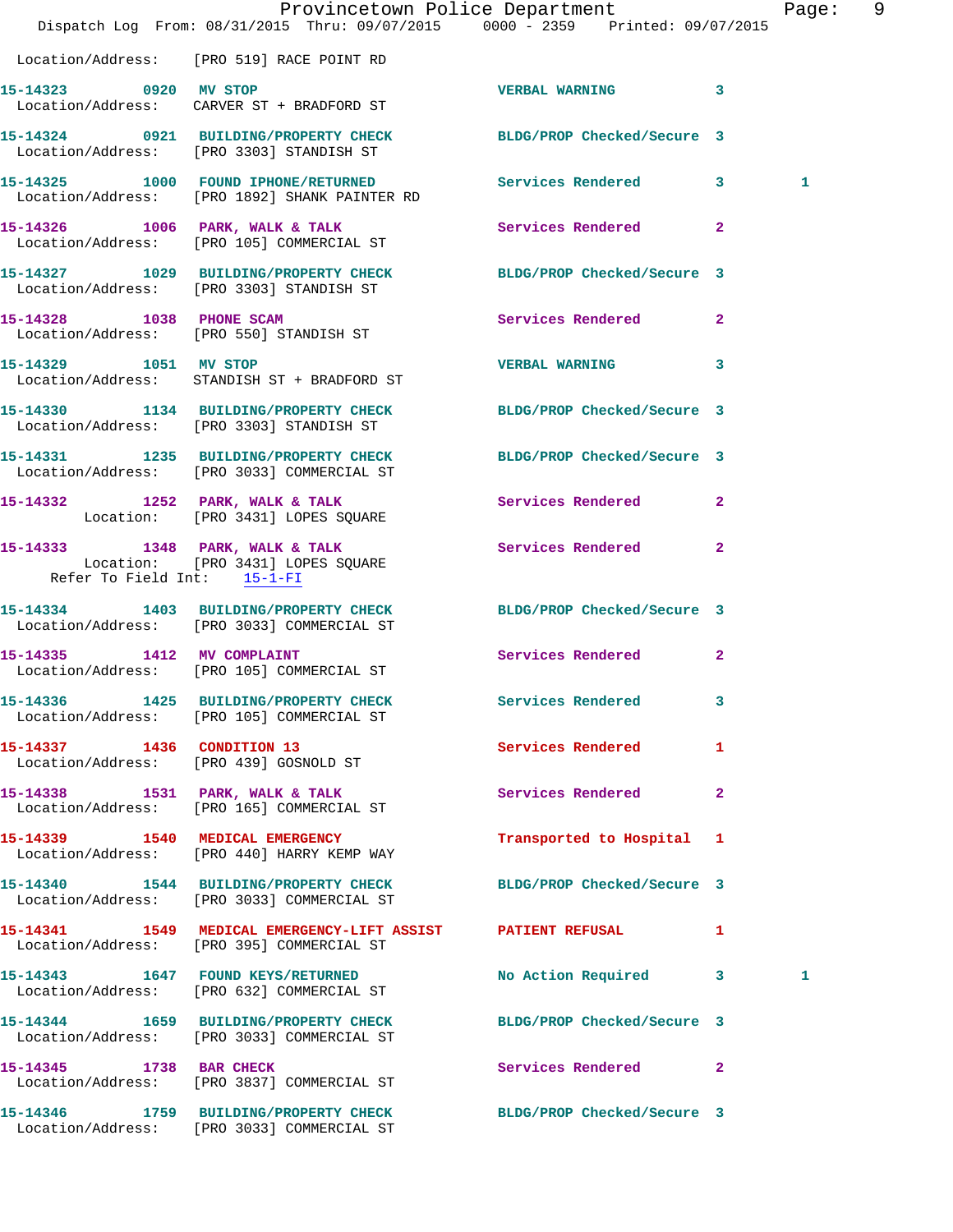Location/Address: [PRO 519] RACE POINT RD

**15-14323 0920 MV STOP** VERBAL WARNING 3
Location/Address: CARVER ST + BRADFORD ST

**15-14324 0921 BUILDING/PROPERTY CHECK** BLDG/PROP Checked/Secure 3
Location/Address: [PRO 3303] STANDISH ST

**15-14325 1000 FOUND IPHONE/RETURNED** Services Rendered 3 1
Location/Address: [PRO 1892] SHANK PAINTER RD

**15-14326 1006 PARK, WALK & TALK** Services Rendered 2
Location/Address: [PRO 105] COMMERCIAL ST

**15-14327 1029 BUILDING/PROPERTY CHECK** BLDG/PROP Checked/Secure 3
Location/Address: [PRO 3303] STANDISH ST

**15-14328 1038 PHONE SCAM** Services Rendered 2
Location/Address: [PRO 550] STANDISH ST

**15-14329 1051 MV STOP** VERBAL WARNING 3
Location/Address: STANDISH ST + BRADFORD ST

**15-14330 1134 BUILDING/PROPERTY CHECK** BLDG/PROP Checked/Secure 3
Location/Address: [PRO 3303] STANDISH ST

**15-14331 1235 BUILDING/PROPERTY CHECK** BLDG/PROP Checked/Secure 3
Location/Address: [PRO 3033] COMMERCIAL ST

**15-14332 1252 PARK, WALK & TALK** Services Rendered 2
Location: [PRO 3431] LOPES SQUARE

**15-14333 1348 PARK, WALK & TALK** Services Rendered 2
Location: [PRO 3431] LOPES SQUARE
Refer To Field Int: 15-1-FI

**15-14334 1403 BUILDING/PROPERTY CHECK** BLDG/PROP Checked/Secure 3
Location/Address: [PRO 3033] COMMERCIAL ST

**15-14335 1412 MV COMPLAINT** Services Rendered 2
Location/Address: [PRO 105] COMMERCIAL ST

**15-14336 1425 BUILDING/PROPERTY CHECK** Services Rendered 3
Location/Address: [PRO 105] COMMERCIAL ST

**15-14337 1436 CONDITION 13** Services Rendered 1
Location/Address: [PRO 439] GOSNOLD ST

**15-14338 1531 PARK, WALK & TALK** Services Rendered 2
Location/Address: [PRO 165] COMMERCIAL ST

**15-14339 1540 MEDICAL EMERGENCY** Transported to Hospital 1
Location/Address: [PRO 440] HARRY KEMP WAY

**15-14340 1544 BUILDING/PROPERTY CHECK** BLDG/PROP Checked/Secure 3
Location/Address: [PRO 3033] COMMERCIAL ST

**15-14341 1549 MEDICAL EMERGENCY-LIFT ASSIST** PATIENT REFUSAL 1
Location/Address: [PRO 395] COMMERCIAL ST

**15-14343 1647 FOUND KEYS/RETURNED** No Action Required 3 1
Location/Address: [PRO 632] COMMERCIAL ST

**15-14344 1659 BUILDING/PROPERTY CHECK** BLDG/PROP Checked/Secure 3
Location/Address: [PRO 3033] COMMERCIAL ST

**15-14345 1738 BAR CHECK** Services Rendered 2
Location/Address: [PRO 3837] COMMERCIAL ST

**15-14346 1759 BUILDING/PROPERTY CHECK** BLDG/PROP Checked/Secure 3
Location/Address: [PRO 3033] COMMERCIAL ST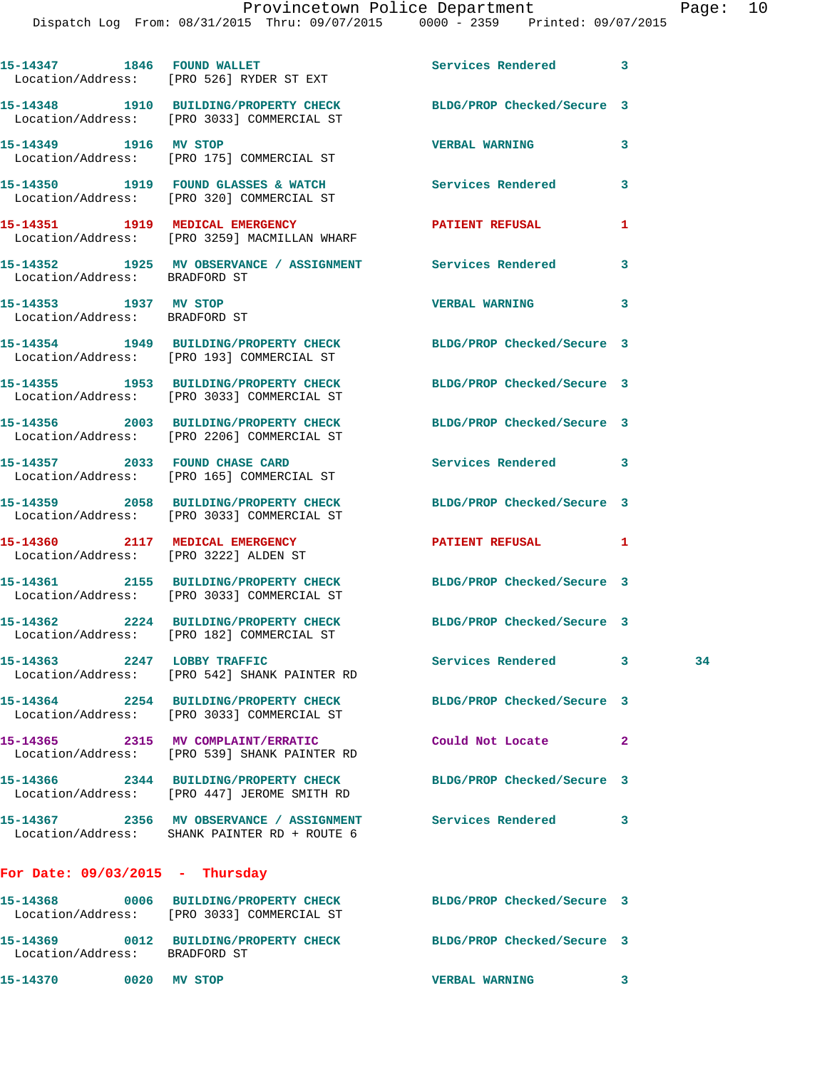15-14347 1846 FOUND WALLET Services Rendered 3
Location/Address: [PRO 526] RYDER ST EXT

15-14348 1910 BUILDING/PROPERTY CHECK BLDG/PROP Checked/Secure 3
Location/Address: [PRO 3033] COMMERCIAL ST

15-14349 1916 MV STOP VERBAL WARNING 3
Location/Address: [PRO 175] COMMERCIAL ST

15-14350 1919 FOUND GLASSES & WATCH Services Rendered 3
Location/Address: [PRO 320] COMMERCIAL ST

15-14351 1919 MEDICAL EMERGENCY PATIENT REFUSAL 1
Location/Address: [PRO 3259] MACMILLAN WHARF

15-14352 1925 MV OBSERVANCE / ASSIGNMENT Services Rendered 3
Location/Address: BRADFORD ST

15-14353 1937 MV STOP VERBAL WARNING 3
Location/Address: BRADFORD ST

15-14354 1949 BUILDING/PROPERTY CHECK BLDG/PROP Checked/Secure 3
Location/Address: [PRO 193] COMMERCIAL ST

15-14355 1953 BUILDING/PROPERTY CHECK BLDG/PROP Checked/Secure 3
Location/Address: [PRO 3033] COMMERCIAL ST

15-14356 2003 BUILDING/PROPERTY CHECK BLDG/PROP Checked/Secure 3
Location/Address: [PRO 2206] COMMERCIAL ST

15-14357 2033 FOUND CHASE CARD Services Rendered 3
Location/Address: [PRO 165] COMMERCIAL ST

15-14359 2058 BUILDING/PROPERTY CHECK BLDG/PROP Checked/Secure 3
Location/Address: [PRO 3033] COMMERCIAL ST

15-14360 2117 MEDICAL EMERGENCY PATIENT REFUSAL 1
Location/Address: [PRO 3222] ALDEN ST

15-14361 2155 BUILDING/PROPERTY CHECK BLDG/PROP Checked/Secure 3
Location/Address: [PRO 3033] COMMERCIAL ST

15-14362 2224 BUILDING/PROPERTY CHECK BLDG/PROP Checked/Secure 3
Location/Address: [PRO 182] COMMERCIAL ST

15-14363 2247 LOBBY TRAFFIC Services Rendered 3 34
Location/Address: [PRO 542] SHANK PAINTER RD

15-14364 2254 BUILDING/PROPERTY CHECK BLDG/PROP Checked/Secure 3
Location/Address: [PRO 3033] COMMERCIAL ST

15-14365 2315 MV COMPLAINT/ERRATIC Could Not Locate 2
Location/Address: [PRO 539] SHANK PAINTER RD

15-14366 2344 BUILDING/PROPERTY CHECK BLDG/PROP Checked/Secure 3
Location/Address: [PRO 447] JEROME SMITH RD

15-14367 2356 MV OBSERVANCE / ASSIGNMENT Services Rendered 3
Location/Address: SHANK PAINTER RD + ROUTE 6

## For Date: 09/03/2015 - Thursday

15-14368 0006 BUILDING/PROPERTY CHECK BLDG/PROP Checked/Secure 3
Location/Address: [PRO 3033] COMMERCIAL ST

15-14369 0012 BUILDING/PROPERTY CHECK BLDG/PROP Checked/Secure 3
Location/Address: BRADFORD ST

15-14370 0020 MV STOP VERBAL WARNING 3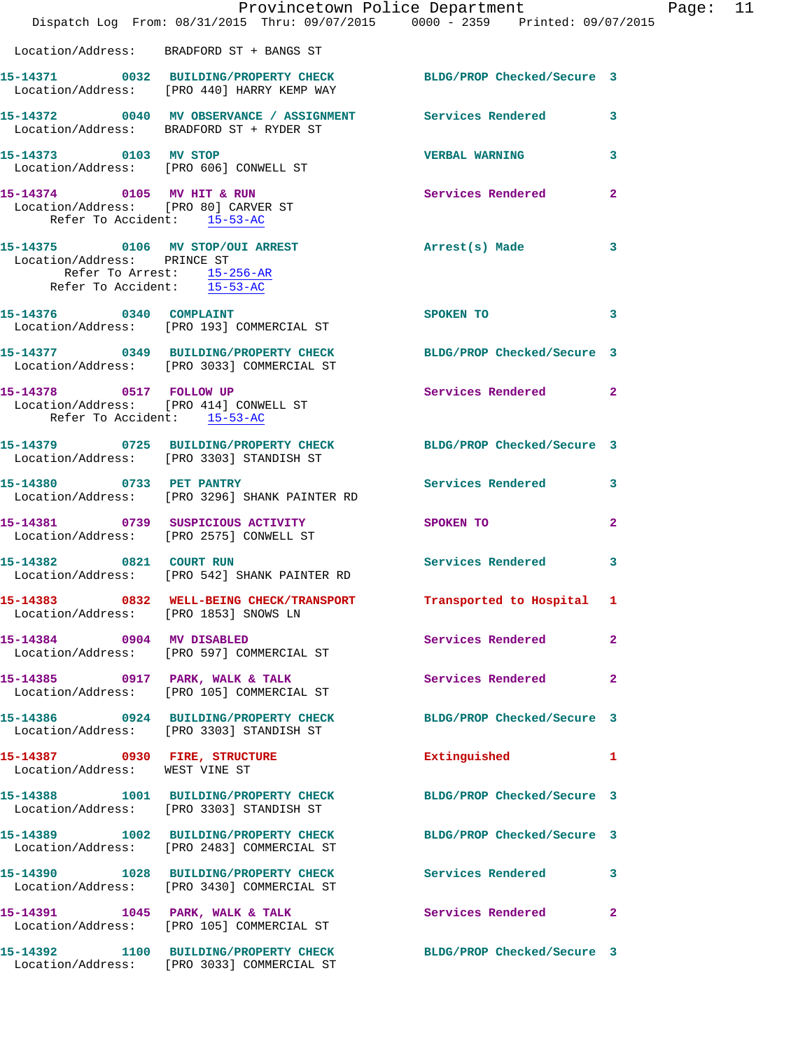Location/Address: BRADFORD ST + BANGS ST

**15-14371 0032 BUILDING/PROPERTY CHECK** BLDG/PROP Checked/Secure 3
Location/Address: [PRO 440] HARRY KEMP WAY

**15-14372 0040 MV OBSERVANCE / ASSIGNMENT** Services Rendered 3
Location/Address: BRADFORD ST + RYDER ST

**15-14373 0103 MV STOP** VERBAL WARNING 3
Location/Address: [PRO 606] CONWELL ST

**15-14374 0105 MV HIT & RUN** Services Rendered 2
Location/Address: [PRO 80] CARVER ST
Refer To Accident: 15-53-AC

**15-14375 0106 MV STOP/OUI ARREST** Arrest(s) Made 3
Location/Address: PRINCE ST
Refer To Arrest: 15-256-AR
Refer To Accident: 15-53-AC

**15-14376 0340 COMPLAINT** SPOKEN TO 3
Location/Address: [PRO 193] COMMERCIAL ST

**15-14377 0349 BUILDING/PROPERTY CHECK** BLDG/PROP Checked/Secure 3
Location/Address: [PRO 3033] COMMERCIAL ST

**15-14378 0517 FOLLOW UP** Services Rendered 2
Location/Address: [PRO 414] CONWELL ST
Refer To Accident: 15-53-AC

**15-14379 0725 BUILDING/PROPERTY CHECK** BLDG/PROP Checked/Secure 3
Location/Address: [PRO 3303] STANDISH ST

**15-14380 0733 PET PANTRY** Services Rendered 3
Location/Address: [PRO 3296] SHANK PAINTER RD

**15-14381 0739 SUSPICIOUS ACTIVITY** SPOKEN TO 2
Location/Address: [PRO 2575] CONWELL ST

**15-14382 0821 COURT RUN** Services Rendered 3
Location/Address: [PRO 542] SHANK PAINTER RD

**15-14383 0832 WELL-BEING CHECK/TRANSPORT** Transported to Hospital 1
Location/Address: [PRO 1853] SNOWS LN

**15-14384 0904 MV DISABLED** Services Rendered 2
Location/Address: [PRO 597] COMMERCIAL ST

**15-14385 0917 PARK, WALK & TALK** Services Rendered 2
Location/Address: [PRO 105] COMMERCIAL ST

**15-14386 0924 BUILDING/PROPERTY CHECK** BLDG/PROP Checked/Secure 3
Location/Address: [PRO 3303] STANDISH ST

**15-14387 0930 FIRE, STRUCTURE** Extinguished 1
Location/Address: WEST VINE ST

**15-14388 1001 BUILDING/PROPERTY CHECK** BLDG/PROP Checked/Secure 3
Location/Address: [PRO 3303] STANDISH ST

**15-14389 1002 BUILDING/PROPERTY CHECK** BLDG/PROP Checked/Secure 3
Location/Address: [PRO 2483] COMMERCIAL ST

**15-14390 1028 BUILDING/PROPERTY CHECK** Services Rendered 3
Location/Address: [PRO 3430] COMMERCIAL ST

**15-14391 1045 PARK, WALK & TALK** Services Rendered 2
Location/Address: [PRO 105] COMMERCIAL ST

**15-14392 1100 BUILDING/PROPERTY CHECK** BLDG/PROP Checked/Secure 3
Location/Address: [PRO 3033] COMMERCIAL ST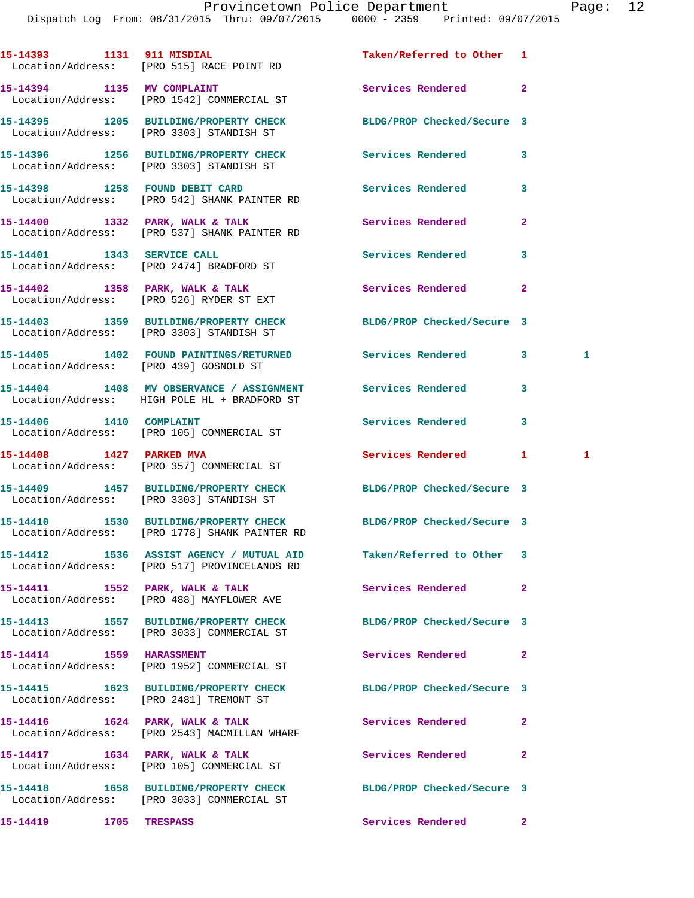15-14393 1131 911 MISDIAL Taken/Referred to Other 1
Location/Address: [PRO 515] RACE POINT RD

15-14394 1135 MV COMPLAINT Services Rendered 2
Location/Address: [PRO 1542] COMMERCIAL ST

15-14395 1205 BUILDING/PROPERTY CHECK BLDG/PROP Checked/Secure 3
Location/Address: [PRO 3303] STANDISH ST

15-14396 1256 BUILDING/PROPERTY CHECK Services Rendered 3
Location/Address: [PRO 3303] STANDISH ST

15-14398 1258 FOUND DEBIT CARD Services Rendered 3
Location/Address: [PRO 542] SHANK PAINTER RD

15-14400 1332 PARK, WALK & TALK Services Rendered 2
Location/Address: [PRO 537] SHANK PAINTER RD

15-14401 1343 SERVICE CALL Services Rendered 3
Location/Address: [PRO 2474] BRADFORD ST

15-14402 1358 PARK, WALK & TALK Services Rendered 2
Location/Address: [PRO 526] RYDER ST EXT

15-14403 1359 BUILDING/PROPERTY CHECK BLDG/PROP Checked/Secure 3
Location/Address: [PRO 3303] STANDISH ST

15-14405 1402 FOUND PAINTINGS/RETURNED Services Rendered 3 1
Location/Address: [PRO 439] GOSNOLD ST

15-14404 1408 MV OBSERVANCE / ASSIGNMENT Services Rendered 3
Location/Address: HIGH POLE HL + BRADFORD ST

15-14406 1410 COMPLAINT Services Rendered 3
Location/Address: [PRO 105] COMMERCIAL ST

15-14408 1427 PARKED MVA Services Rendered 1 1
Location/Address: [PRO 357] COMMERCIAL ST

15-14409 1457 BUILDING/PROPERTY CHECK BLDG/PROP Checked/Secure 3
Location/Address: [PRO 3303] STANDISH ST

15-14410 1530 BUILDING/PROPERTY CHECK BLDG/PROP Checked/Secure 3
Location/Address: [PRO 1778] SHANK PAINTER RD

15-14412 1536 ASSIST AGENCY / MUTUAL AID Taken/Referred to Other 3
Location/Address: [PRO 517] PROVINCELANDS RD

15-14411 1552 PARK, WALK & TALK Services Rendered 2
Location/Address: [PRO 488] MAYFLOWER AVE

15-14413 1557 BUILDING/PROPERTY CHECK BLDG/PROP Checked/Secure 3
Location/Address: [PRO 3033] COMMERCIAL ST

15-14414 1559 HARASSMENT Services Rendered 2
Location/Address: [PRO 1952] COMMERCIAL ST

15-14415 1623 BUILDING/PROPERTY CHECK BLDG/PROP Checked/Secure 3
Location/Address: [PRO 2481] TREMONT ST

15-14416 1624 PARK, WALK & TALK Services Rendered 2
Location/Address: [PRO 2543] MACMILLAN WHARF

15-14417 1634 PARK, WALK & TALK Services Rendered 2
Location/Address: [PRO 105] COMMERCIAL ST

15-14418 1658 BUILDING/PROPERTY CHECK BLDG/PROP Checked/Secure 3
Location/Address: [PRO 3033] COMMERCIAL ST

15-14419 1705 TRESPASS Services Rendered 2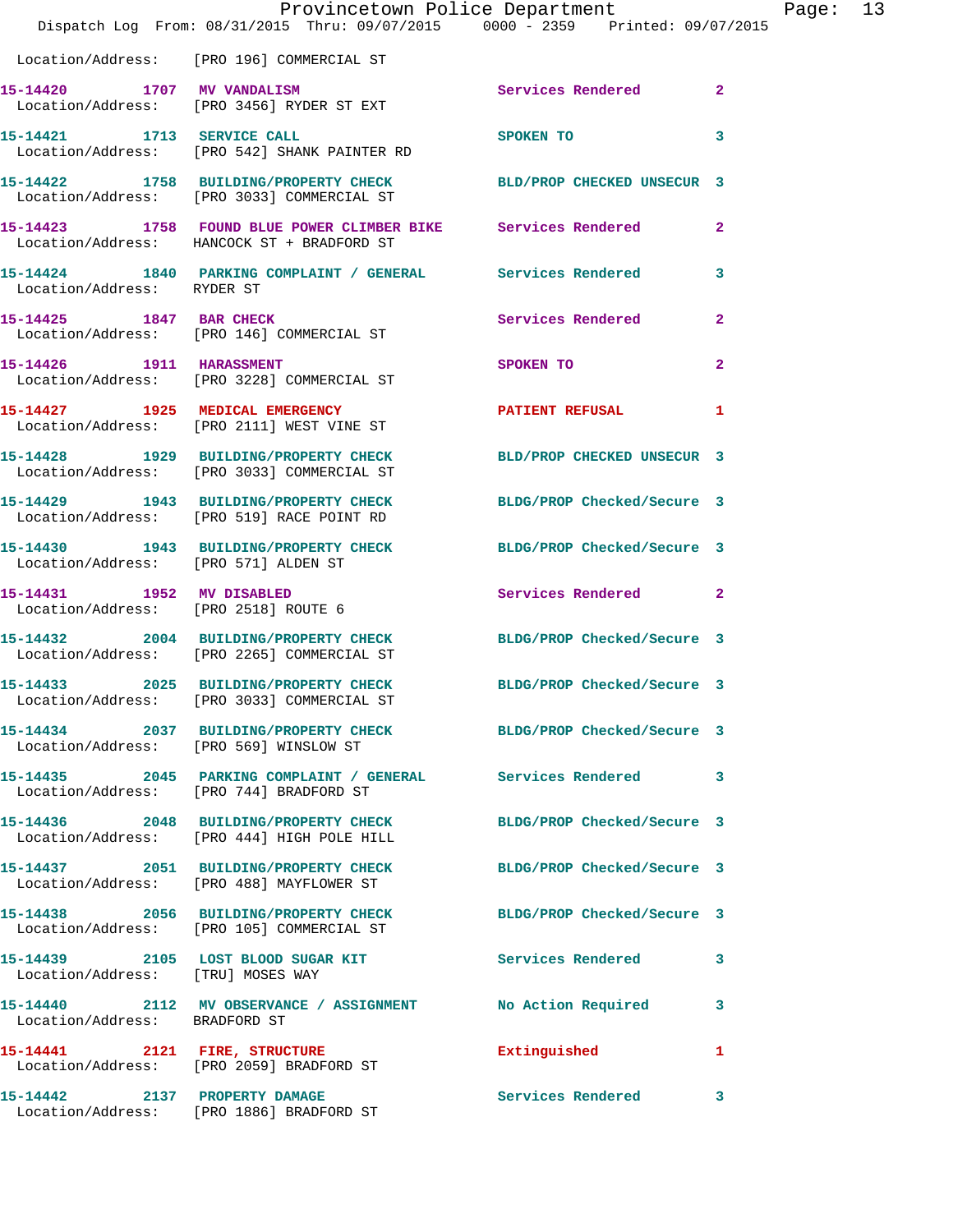Location/Address: [PRO 196] COMMERCIAL ST

15-14420 1707 MV VANDALISM Services Rendered 2
Location/Address: [PRO 3456] RYDER ST EXT

15-14421 1713 SERVICE CALL SPOKEN TO 3
Location/Address: [PRO 542] SHANK PAINTER RD

15-14422 1758 BUILDING/PROPERTY CHECK BLD/PROP CHECKED UNSECUR 3
Location/Address: [PRO 3033] COMMERCIAL ST

15-14423 1758 FOUND BLUE POWER CLIMBER BIKE Services Rendered 2
Location/Address: HANCOCK ST + BRADFORD ST

15-14424 1840 PARKING COMPLAINT / GENERAL Services Rendered 3
Location/Address: RYDER ST

15-14425 1847 BAR CHECK Services Rendered 2
Location/Address: [PRO 146] COMMERCIAL ST

15-14426 1911 HARASSMENT SPOKEN TO 2
Location/Address: [PRO 3228] COMMERCIAL ST

15-14427 1925 MEDICAL EMERGENCY PATIENT REFUSAL 1
Location/Address: [PRO 2111] WEST VINE ST

15-14428 1929 BUILDING/PROPERTY CHECK BLD/PROP CHECKED UNSECUR 3
Location/Address: [PRO 3033] COMMERCIAL ST

15-14429 1943 BUILDING/PROPERTY CHECK BLDG/PROP Checked/Secure 3
Location/Address: [PRO 519] RACE POINT RD

15-14430 1943 BUILDING/PROPERTY CHECK BLDG/PROP Checked/Secure 3
Location/Address: [PRO 571] ALDEN ST

15-14431 1952 MV DISABLED Services Rendered 2
Location/Address: [PRO 2518] ROUTE 6

15-14432 2004 BUILDING/PROPERTY CHECK BLDG/PROP Checked/Secure 3
Location/Address: [PRO 2265] COMMERCIAL ST

15-14433 2025 BUILDING/PROPERTY CHECK BLDG/PROP Checked/Secure 3
Location/Address: [PRO 3033] COMMERCIAL ST

15-14434 2037 BUILDING/PROPERTY CHECK BLDG/PROP Checked/Secure 3
Location/Address: [PRO 569] WINSLOW ST

15-14435 2045 PARKING COMPLAINT / GENERAL Services Rendered 3
Location/Address: [PRO 744] BRADFORD ST

15-14436 2048 BUILDING/PROPERTY CHECK BLDG/PROP Checked/Secure 3
Location/Address: [PRO 444] HIGH POLE HILL

15-14437 2051 BUILDING/PROPERTY CHECK BLDG/PROP Checked/Secure 3
Location/Address: [PRO 488] MAYFLOWER ST

15-14438 2056 BUILDING/PROPERTY CHECK BLDG/PROP Checked/Secure 3
Location/Address: [PRO 105] COMMERCIAL ST

15-14439 2105 LOST BLOOD SUGAR KIT Services Rendered 3
Location/Address: [TRU] MOSES WAY

15-14440 2112 MV OBSERVANCE / ASSIGNMENT No Action Required 3
Location/Address: BRADFORD ST

15-14441 2121 FIRE, STRUCTURE Extinguished 1
Location/Address: [PRO 2059] BRADFORD ST

15-14442 2137 PROPERTY DAMAGE Services Rendered 3
Location/Address: [PRO 1886] BRADFORD ST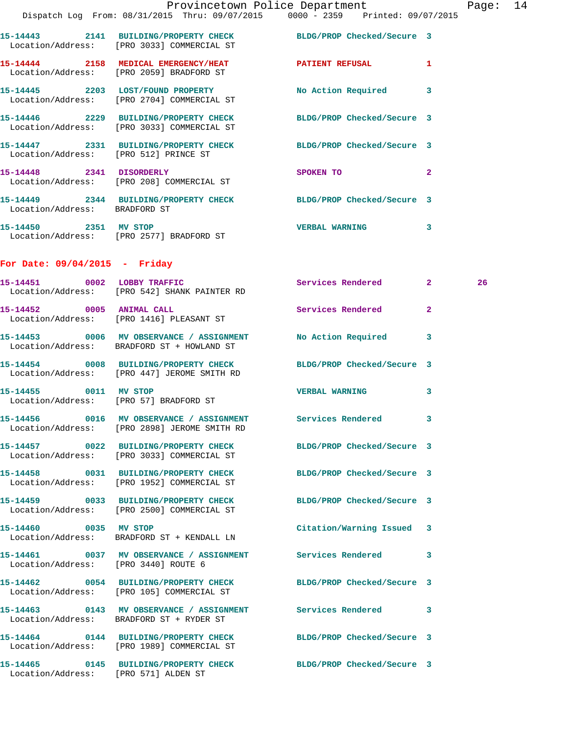15-14443 2141 BUILDING/PROPERTY CHECK BLDG/PROP Checked/Secure 3
Location/Address: [PRO 3033] COMMERCIAL ST

15-14444 2158 MEDICAL EMERGENCY/HEAT PATIENT REFUSAL 1
Location/Address: [PRO 2059] BRADFORD ST

15-14445 2203 LOST/FOUND PROPERTY No Action Required 3
Location/Address: [PRO 2704] COMMERCIAL ST

15-14446 2229 BUILDING/PROPERTY CHECK BLDG/PROP Checked/Secure 3
Location/Address: [PRO 3033] COMMERCIAL ST

15-14447 2331 BUILDING/PROPERTY CHECK BLDG/PROP Checked/Secure 3
Location/Address: [PRO 512] PRINCE ST

15-14448 2341 DISORDERLY SPOKEN TO 2
Location/Address: [PRO 208] COMMERCIAL ST

15-14449 2344 BUILDING/PROPERTY CHECK BLDG/PROP Checked/Secure 3
Location/Address: BRADFORD ST

15-14450 2351 MV STOP VERBAL WARNING 3
Location/Address: [PRO 2577] BRADFORD ST

**For Date: 09/04/2015 - Friday**

15-14451 0002 LOBBY TRAFFIC Services Rendered 2 26
Location/Address: [PRO 542] SHANK PAINTER RD

15-14452 0005 ANIMAL CALL Services Rendered 2
Location/Address: [PRO 1416] PLEASANT ST

15-14453 0006 MV OBSERVANCE / ASSIGNMENT No Action Required 3
Location/Address: BRADFORD ST + HOWLAND ST

15-14454 0008 BUILDING/PROPERTY CHECK BLDG/PROP Checked/Secure 3
Location/Address: [PRO 447] JEROME SMITH RD

15-14455 0011 MV STOP VERBAL WARNING 3
Location/Address: [PRO 57] BRADFORD ST

15-14456 0016 MV OBSERVANCE / ASSIGNMENT Services Rendered 3
Location/Address: [PRO 2898] JEROME SMITH RD

15-14457 0022 BUILDING/PROPERTY CHECK BLDG/PROP Checked/Secure 3
Location/Address: [PRO 3033] COMMERCIAL ST

15-14458 0031 BUILDING/PROPERTY CHECK BLDG/PROP Checked/Secure 3
Location/Address: [PRO 1952] COMMERCIAL ST

15-14459 0033 BUILDING/PROPERTY CHECK BLDG/PROP Checked/Secure 3
Location/Address: [PRO 2500] COMMERCIAL ST

15-14460 0035 MV STOP Citation/Warning Issued 3
Location/Address: BRADFORD ST + KENDALL LN

15-14461 0037 MV OBSERVANCE / ASSIGNMENT Services Rendered 3
Location/Address: [PRO 3440] ROUTE 6

15-14462 0054 BUILDING/PROPERTY CHECK BLDG/PROP Checked/Secure 3
Location/Address: [PRO 105] COMMERCIAL ST

15-14463 0143 MV OBSERVANCE / ASSIGNMENT Services Rendered 3
Location/Address: BRADFORD ST + RYDER ST

15-14464 0144 BUILDING/PROPERTY CHECK BLDG/PROP Checked/Secure 3
Location/Address: [PRO 1989] COMMERCIAL ST

15-14465 0145 BUILDING/PROPERTY CHECK BLDG/PROP Checked/Secure 3
Location/Address: [PRO 571] ALDEN ST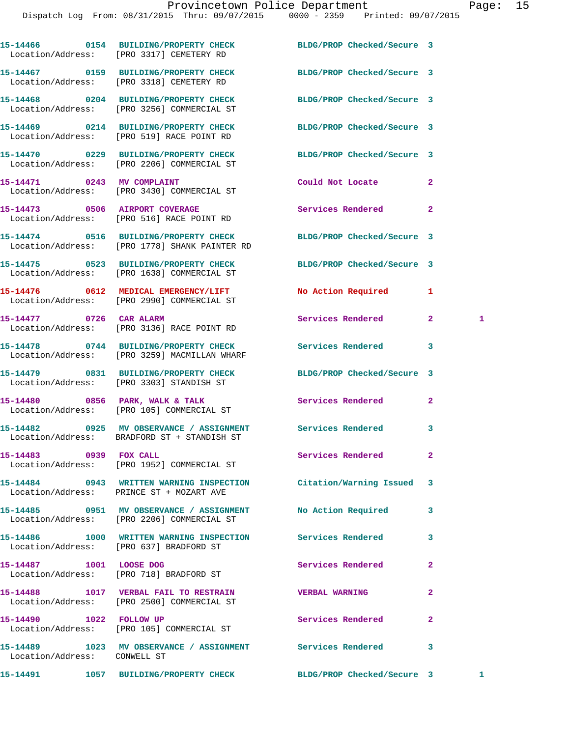15-14466 0154 BUILDING/PROPERTY CHECK BLDG/PROP Checked/Secure 3
Location/Address: [PRO 3317] CEMETERY RD

15-14467 0159 BUILDING/PROPERTY CHECK BLDG/PROP Checked/Secure 3
Location/Address: [PRO 3318] CEMETERY RD

15-14468 0204 BUILDING/PROPERTY CHECK BLDG/PROP Checked/Secure 3
Location/Address: [PRO 3256] COMMERCIAL ST

15-14469 0214 BUILDING/PROPERTY CHECK BLDG/PROP Checked/Secure 3
Location/Address: [PRO 519] RACE POINT RD

15-14470 0229 BUILDING/PROPERTY CHECK BLDG/PROP Checked/Secure 3
Location/Address: [PRO 2206] COMMERCIAL ST

15-14471 0243 MV COMPLAINT Could Not Locate 2
Location/Address: [PRO 3430] COMMERCIAL ST

15-14473 0506 AIRPORT COVERAGE Services Rendered 2
Location/Address: [PRO 516] RACE POINT RD

15-14474 0516 BUILDING/PROPERTY CHECK BLDG/PROP Checked/Secure 3
Location/Address: [PRO 1778] SHANK PAINTER RD

15-14475 0523 BUILDING/PROPERTY CHECK BLDG/PROP Checked/Secure 3
Location/Address: [PRO 1638] COMMERCIAL ST

15-14476 0612 MEDICAL EMERGENCY/LIFT No Action Required 1
Location/Address: [PRO 2990] COMMERCIAL ST

15-14477 0726 CAR ALARM Services Rendered 2 1
Location/Address: [PRO 3136] RACE POINT RD

15-14478 0744 BUILDING/PROPERTY CHECK Services Rendered 3
Location/Address: [PRO 3259] MACMILLAN WHARF

15-14479 0831 BUILDING/PROPERTY CHECK BLDG/PROP Checked/Secure 3
Location/Address: [PRO 3303] STANDISH ST

15-14480 0856 PARK, WALK & TALK Services Rendered 2
Location/Address: [PRO 105] COMMERCIAL ST

15-14482 0925 MV OBSERVANCE / ASSIGNMENT Services Rendered 3
Location/Address: BRADFORD ST + STANDISH ST

15-14483 0939 FOX CALL Services Rendered 2
Location/Address: [PRO 1952] COMMERCIAL ST

15-14484 0943 WRITTEN WARNING INSPECTION Citation/Warning Issued 3
Location/Address: PRINCE ST + MOZART AVE

15-14485 0951 MV OBSERVANCE / ASSIGNMENT No Action Required 3
Location/Address: [PRO 2206] COMMERCIAL ST

15-14486 1000 WRITTEN WARNING INSPECTION Services Rendered 3
Location/Address: [PRO 637] BRADFORD ST

15-14487 1001 LOOSE DOG Services Rendered 2
Location/Address: [PRO 718] BRADFORD ST

15-14488 1017 VERBAL FAIL TO RESTRAIN VERBAL WARNING 2
Location/Address: [PRO 2500] COMMERCIAL ST

15-14490 1022 FOLLOW UP Services Rendered 2
Location/Address: [PRO 105] COMMERCIAL ST

15-14489 1023 MV OBSERVANCE / ASSIGNMENT Services Rendered 3
Location/Address: CONWELL ST

15-14491 1057 BUILDING/PROPERTY CHECK BLDG/PROP Checked/Secure 3 1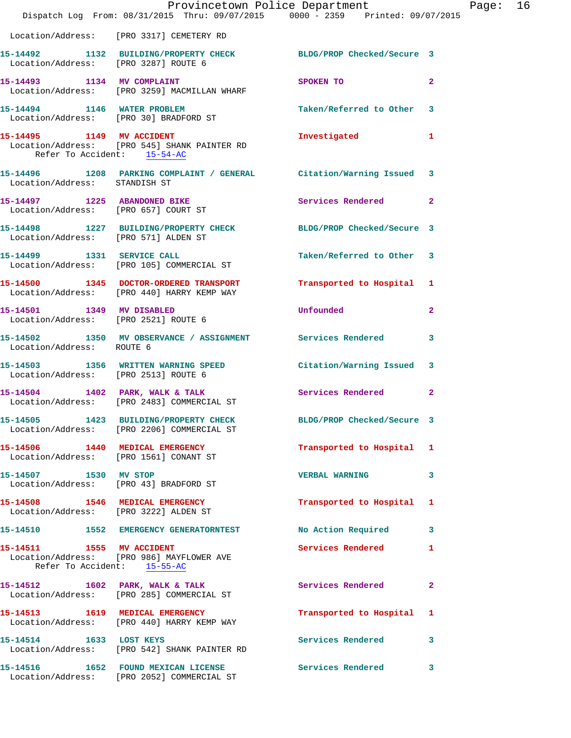Location/Address: [PRO 3317] CEMETERY RD

15-14492 1132 BUILDING/PROPERTY CHECK BLDG/PROP Checked/Secure 3
Location/Address: [PRO 3287] ROUTE 6

15-14493 1134 MV COMPLAINT SPOKEN TO 2
Location/Address: [PRO 3259] MACMILLAN WHARF

15-14494 1146 WATER PROBLEM Taken/Referred to Other 3
Location/Address: [PRO 30] BRADFORD ST

15-14495 1149 MV ACCIDENT Investigated 1
Location/Address: [PRO 545] SHANK PAINTER RD
Refer To Accident: 15-54-AC

15-14496 1208 PARKING COMPLAINT / GENERAL Citation/Warning Issued 3
Location/Address: STANDISH ST

15-14497 1225 ABANDONED BIKE Services Rendered 2
Location/Address: [PRO 657] COURT ST

15-14498 1227 BUILDING/PROPERTY CHECK BLDG/PROP Checked/Secure 3
Location/Address: [PRO 571] ALDEN ST

15-14499 1331 SERVICE CALL Taken/Referred to Other 3
Location/Address: [PRO 105] COMMERCIAL ST

15-14500 1345 DOCTOR-ORDERED TRANSPORT Transported to Hospital 1
Location/Address: [PRO 440] HARRY KEMP WAY

15-14501 1349 MV DISABLED Unfounded 2
Location/Address: [PRO 2521] ROUTE 6

15-14502 1350 MV OBSERVANCE / ASSIGNMENT Services Rendered 3
Location/Address: ROUTE 6

15-14503 1356 WRITTEN WARNING SPEED Citation/Warning Issued 3
Location/Address: [PRO 2513] ROUTE 6

15-14504 1402 PARK, WALK & TALK Services Rendered 2
Location/Address: [PRO 2483] COMMERCIAL ST

15-14505 1423 BUILDING/PROPERTY CHECK BLDG/PROP Checked/Secure 3
Location/Address: [PRO 2206] COMMERCIAL ST

15-14506 1440 MEDICAL EMERGENCY Transported to Hospital 1
Location/Address: [PRO 1561] CONANT ST

15-14507 1530 MV STOP VERBAL WARNING 3
Location/Address: [PRO 43] BRADFORD ST

15-14508 1546 MEDICAL EMERGENCY Transported to Hospital 1
Location/Address: [PRO 3222] ALDEN ST

15-14510 1552 EMERGENCY GENERATORNTEST No Action Required 3

15-14511 1555 MV ACCIDENT Services Rendered 1
Location/Address: [PRO 986] MAYFLOWER AVE
Refer To Accident: 15-55-AC

15-14512 1602 PARK, WALK & TALK Services Rendered 2
Location/Address: [PRO 285] COMMERCIAL ST

15-14513 1619 MEDICAL EMERGENCY Transported to Hospital 1
Location/Address: [PRO 440] HARRY KEMP WAY

15-14514 1633 LOST KEYS Services Rendered 3
Location/Address: [PRO 542] SHANK PAINTER RD

15-14516 1652 FOUND MEXICAN LICENSE Services Rendered 3
Location/Address: [PRO 2052] COMMERCIAL ST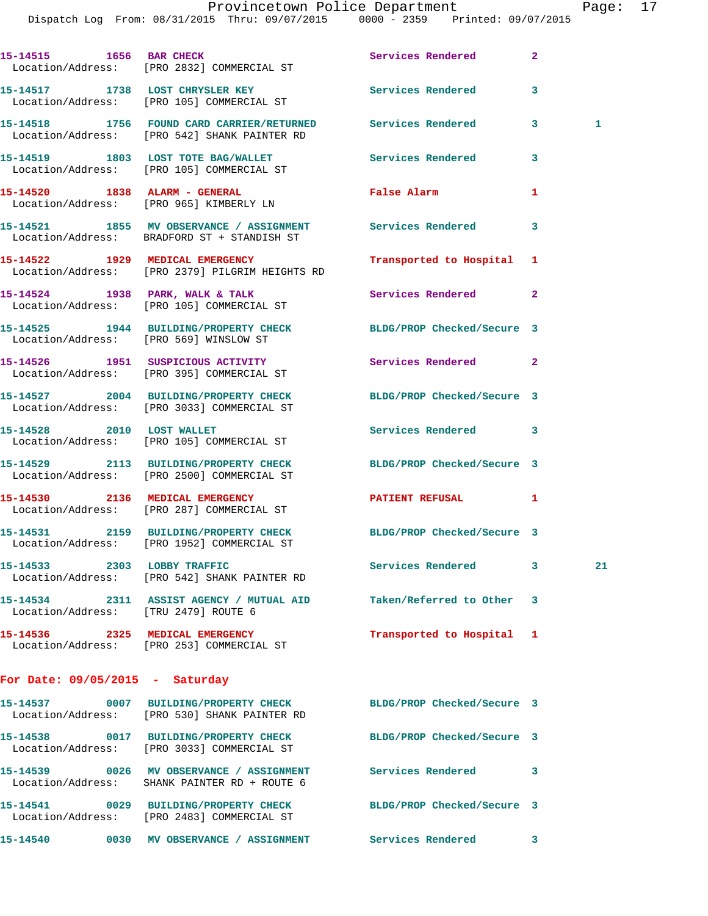15-14515 1656 BAR CHECK Services Rendered 2
Location/Address: [PRO 2832] COMMERCIAL ST

15-14517 1738 LOST CHRYSLER KEY Services Rendered 3
Location/Address: [PRO 105] COMMERCIAL ST

15-14518 1756 FOUND CARD CARRIER/RETURNED Services Rendered 3 1
Location/Address: [PRO 542] SHANK PAINTER RD

15-14519 1803 LOST TOTE BAG/WALLET Services Rendered 3
Location/Address: [PRO 105] COMMERCIAL ST

15-14520 1838 ALARM - GENERAL False Alarm 1
Location/Address: [PRO 965] KIMBERLY LN

15-14521 1855 MV OBSERVANCE / ASSIGNMENT Services Rendered 3
Location/Address: BRADFORD ST + STANDISH ST

15-14522 1929 MEDICAL EMERGENCY Transported to Hospital 1
Location/Address: [PRO 2379] PILGRIM HEIGHTS RD

15-14524 1938 PARK, WALK & TALK Services Rendered 2
Location/Address: [PRO 105] COMMERCIAL ST

15-14525 1944 BUILDING/PROPERTY CHECK BLDG/PROP Checked/Secure 3
Location/Address: [PRO 569] WINSLOW ST

15-14526 1951 SUSPICIOUS ACTIVITY Services Rendered 2
Location/Address: [PRO 395] COMMERCIAL ST

15-14527 2004 BUILDING/PROPERTY CHECK BLDG/PROP Checked/Secure 3
Location/Address: [PRO 3033] COMMERCIAL ST

15-14528 2010 LOST WALLET Services Rendered 3
Location/Address: [PRO 105] COMMERCIAL ST

15-14529 2113 BUILDING/PROPERTY CHECK BLDG/PROP Checked/Secure 3
Location/Address: [PRO 2500] COMMERCIAL ST

15-14530 2136 MEDICAL EMERGENCY PATIENT REFUSAL 1
Location/Address: [PRO 287] COMMERCIAL ST

15-14531 2159 BUILDING/PROPERTY CHECK BLDG/PROP Checked/Secure 3
Location/Address: [PRO 1952] COMMERCIAL ST

15-14533 2303 LOBBY TRAFFIC Services Rendered 3 21
Location/Address: [PRO 542] SHANK PAINTER RD

15-14534 2311 ASSIST AGENCY / MUTUAL AID Taken/Referred to Other 3
Location/Address: [TRU 2479] ROUTE 6

15-14536 2325 MEDICAL EMERGENCY Transported to Hospital 1
Location/Address: [PRO 253] COMMERCIAL ST

## For Date: 09/05/2015 - Saturday

15-14537 0007 BUILDING/PROPERTY CHECK BLDG/PROP Checked/Secure 3
Location/Address: [PRO 530] SHANK PAINTER RD

15-14538 0017 BUILDING/PROPERTY CHECK BLDG/PROP Checked/Secure 3
Location/Address: [PRO 3033] COMMERCIAL ST

15-14539 0026 MV OBSERVANCE / ASSIGNMENT Services Rendered 3
Location/Address: SHANK PAINTER RD + ROUTE 6

15-14541 0029 BUILDING/PROPERTY CHECK BLDG/PROP Checked/Secure 3
Location/Address: [PRO 2483] COMMERCIAL ST

15-14540 0030 MV OBSERVANCE / ASSIGNMENT Services Rendered 3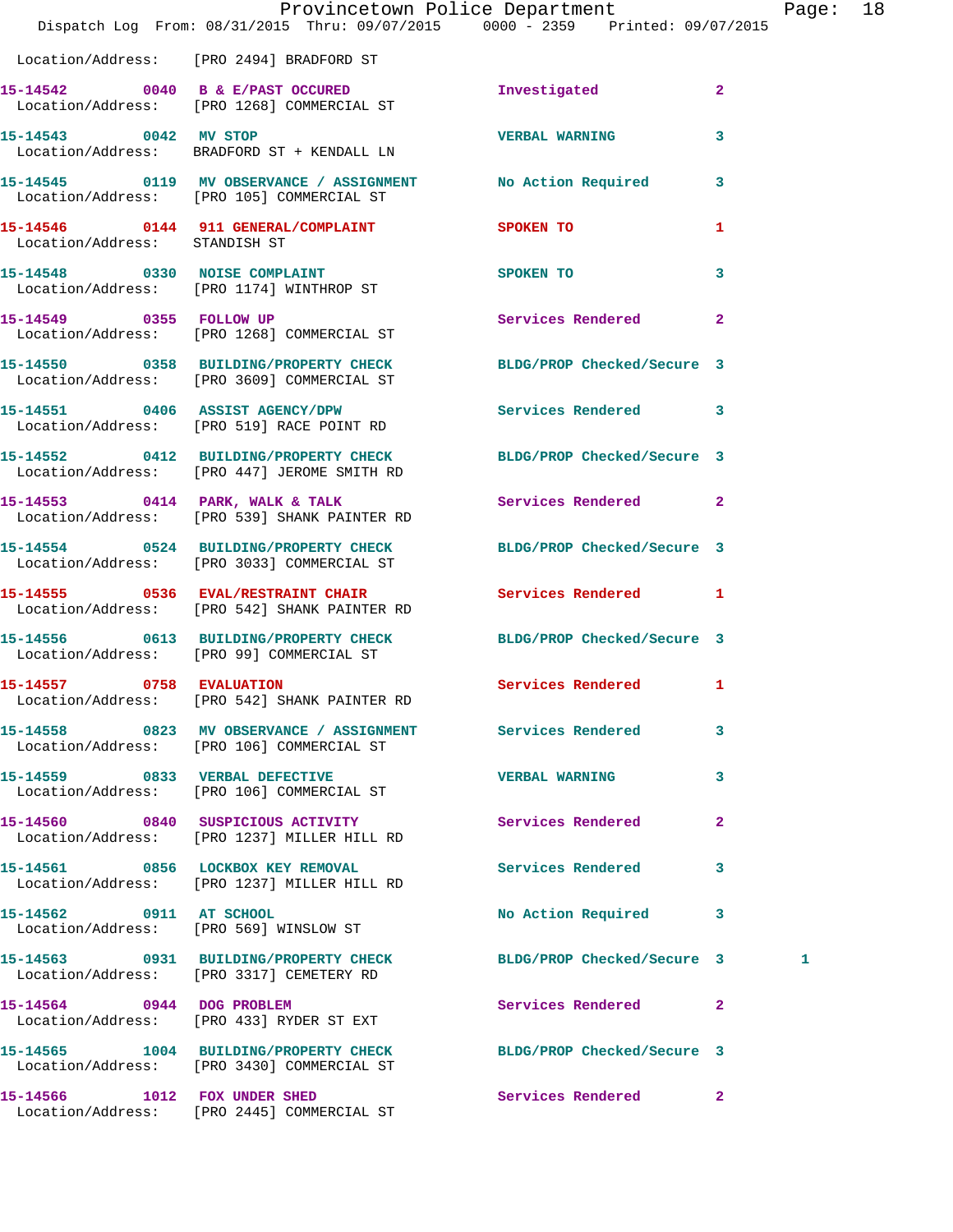Location/Address: [PRO 2494] BRADFORD ST

| | | | | | |
|---|---|---|---|---|---|
| 15-14542 | 0040 | B & E/PAST OCCURED | Investigated | 2 | |
| Location/Address: | [PRO 1268] COMMERCIAL ST | | | | |
| 15-14543 | 0042 | MV STOP | VERBAL WARNING | 3 | |
| Location/Address: | BRADFORD ST + KENDALL LN | | | | |
| 15-14545 | 0119 | MV OBSERVANCE / ASSIGNMENT | No Action Required | 3 | |
| Location/Address: | [PRO 105] COMMERCIAL ST | | | | |
| 15-14546 | 0144 | 911 GENERAL/COMPLAINT | SPOKEN TO | 1 | |
| Location/Address: | STANDISH ST | | | | |
| 15-14548 | 0330 | NOISE COMPLAINT | SPOKEN TO | 3 | |
| Location/Address: | [PRO 1174] WINTHROP ST | | | | |
| 15-14549 | 0355 | FOLLOW UP | Services Rendered | 2 | |
| Location/Address: | [PRO 1268] COMMERCIAL ST | | | | |
| 15-14550 | 0358 | BUILDING/PROPERTY CHECK | BLDG/PROP Checked/Secure | 3 | |
| Location/Address: | [PRO 3609] COMMERCIAL ST | | | | |
| 15-14551 | 0406 | ASSIST AGENCY/DPW | Services Rendered | 3 | |
| Location/Address: | [PRO 519] RACE POINT RD | | | | |
| 15-14552 | 0412 | BUILDING/PROPERTY CHECK | BLDG/PROP Checked/Secure | 3 | |
| Location/Address: | [PRO 447] JEROME SMITH RD | | | | |
| 15-14553 | 0414 | PARK, WALK & TALK | Services Rendered | 2 | |
| Location/Address: | [PRO 539] SHANK PAINTER RD | | | | |
| 15-14554 | 0524 | BUILDING/PROPERTY CHECK | BLDG/PROP Checked/Secure | 3 | |
| Location/Address: | [PRO 3033] COMMERCIAL ST | | | | |
| 15-14555 | 0536 | EVAL/RESTRAINT CHAIR | Services Rendered | 1 | |
| Location/Address: | [PRO 542] SHANK PAINTER RD | | | | |
| 15-14556 | 0613 | BUILDING/PROPERTY CHECK | BLDG/PROP Checked/Secure | 3 | |
| Location/Address: | [PRO 99] COMMERCIAL ST | | | | |
| 15-14557 | 0758 | EVALUATION | Services Rendered | 1 | |
| Location/Address: | [PRO 542] SHANK PAINTER RD | | | | |
| 15-14558 | 0823 | MV OBSERVANCE / ASSIGNMENT | Services Rendered | 3 | |
| Location/Address: | [PRO 106] COMMERCIAL ST | | | | |
| 15-14559 | 0833 | VERBAL DEFECTIVE | VERBAL WARNING | 3 | |
| Location/Address: | [PRO 106] COMMERCIAL ST | | | | |
| 15-14560 | 0840 | SUSPICIOUS ACTIVITY | Services Rendered | 2 | |
| Location/Address: | [PRO 1237] MILLER HILL RD | | | | |
| 15-14561 | 0856 | LOCKBOX KEY REMOVAL | Services Rendered | 3 | |
| Location/Address: | [PRO 1237] MILLER HILL RD | | | | |
| 15-14562 | 0911 | AT SCHOOL | No Action Required | 3 | |
| Location/Address: | [PRO 569] WINSLOW ST | | | | |
| 15-14563 | 0931 | BUILDING/PROPERTY CHECK | BLDG/PROP Checked/Secure | 3 | 1 |
| Location/Address: | [PRO 3317] CEMETERY RD | | | | |
| 15-14564 | 0944 | DOG PROBLEM | Services Rendered | 2 | |
| Location/Address: | [PRO 433] RYDER ST EXT | | | | |
| 15-14565 | 1004 | BUILDING/PROPERTY CHECK | BLDG/PROP Checked/Secure | 3 | |
| Location/Address: | [PRO 3430] COMMERCIAL ST | | | | |
| 15-14566 | 1012 | FOX UNDER SHED | Services Rendered | 2 | |
| Location/Address: | [PRO 2445] COMMERCIAL ST | | | | |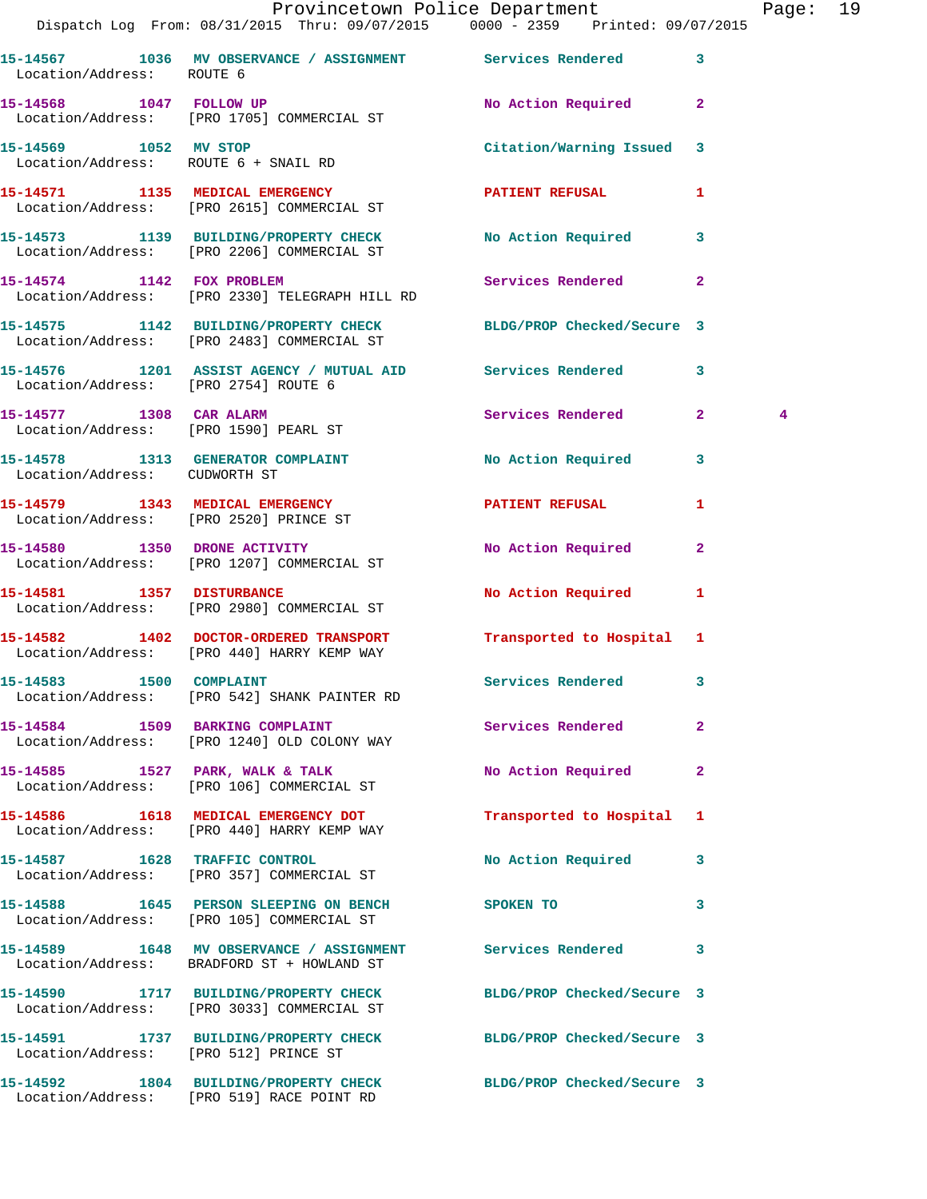15-14567 1036 MV OBSERVANCE / ASSIGNMENT Services Rendered 3
Location/Address: ROUTE 6

15-14568 1047 FOLLOW UP No Action Required 2
Location/Address: [PRO 1705] COMMERCIAL ST

15-14569 1052 MV STOP Citation/Warning Issued 3
Location/Address: ROUTE 6 + SNAIL RD

15-14571 1135 MEDICAL EMERGENCY PATIENT REFUSAL 1
Location/Address: [PRO 2615] COMMERCIAL ST

15-14573 1139 BUILDING/PROPERTY CHECK No Action Required 3
Location/Address: [PRO 2206] COMMERCIAL ST

15-14574 1142 FOX PROBLEM Services Rendered 2
Location/Address: [PRO 2330] TELEGRAPH HILL RD

15-14575 1142 BUILDING/PROPERTY CHECK BLDG/PROP Checked/Secure 3
Location/Address: [PRO 2483] COMMERCIAL ST

15-14576 1201 ASSIST AGENCY / MUTUAL AID Services Rendered 3
Location/Address: [PRO 2754] ROUTE 6

15-14577 1308 CAR ALARM Services Rendered 2 4
Location/Address: [PRO 1590] PEARL ST

15-14578 1313 GENERATOR COMPLAINT No Action Required 3
Location/Address: CUDWORTH ST

15-14579 1343 MEDICAL EMERGENCY PATIENT REFUSAL 1
Location/Address: [PRO 2520] PRINCE ST

15-14580 1350 DRONE ACTIVITY No Action Required 2
Location/Address: [PRO 1207] COMMERCIAL ST

15-14581 1357 DISTURBANCE No Action Required 1
Location/Address: [PRO 2980] COMMERCIAL ST

15-14582 1402 DOCTOR-ORDERED TRANSPORT Transported to Hospital 1
Location/Address: [PRO 440] HARRY KEMP WAY

15-14583 1500 COMPLAINT Services Rendered 3
Location/Address: [PRO 542] SHANK PAINTER RD

15-14584 1509 BARKING COMPLAINT Services Rendered 2
Location/Address: [PRO 1240] OLD COLONY WAY

15-14585 1527 PARK, WALK & TALK No Action Required 2
Location/Address: [PRO 106] COMMERCIAL ST

15-14586 1618 MEDICAL EMERGENCY DOT Transported to Hospital 1
Location/Address: [PRO 440] HARRY KEMP WAY

15-14587 1628 TRAFFIC CONTROL No Action Required 3
Location/Address: [PRO 357] COMMERCIAL ST

15-14588 1645 PERSON SLEEPING ON BENCH SPOKEN TO 3
Location/Address: [PRO 105] COMMERCIAL ST

15-14589 1648 MV OBSERVANCE / ASSIGNMENT Services Rendered 3
Location/Address: BRADFORD ST + HOWLAND ST

15-14590 1717 BUILDING/PROPERTY CHECK BLDG/PROP Checked/Secure 3
Location/Address: [PRO 3033] COMMERCIAL ST

15-14591 1737 BUILDING/PROPERTY CHECK BLDG/PROP Checked/Secure 3
Location/Address: [PRO 512] PRINCE ST

15-14592 1804 BUILDING/PROPERTY CHECK BLDG/PROP Checked/Secure 3
Location/Address: [PRO 519] RACE POINT RD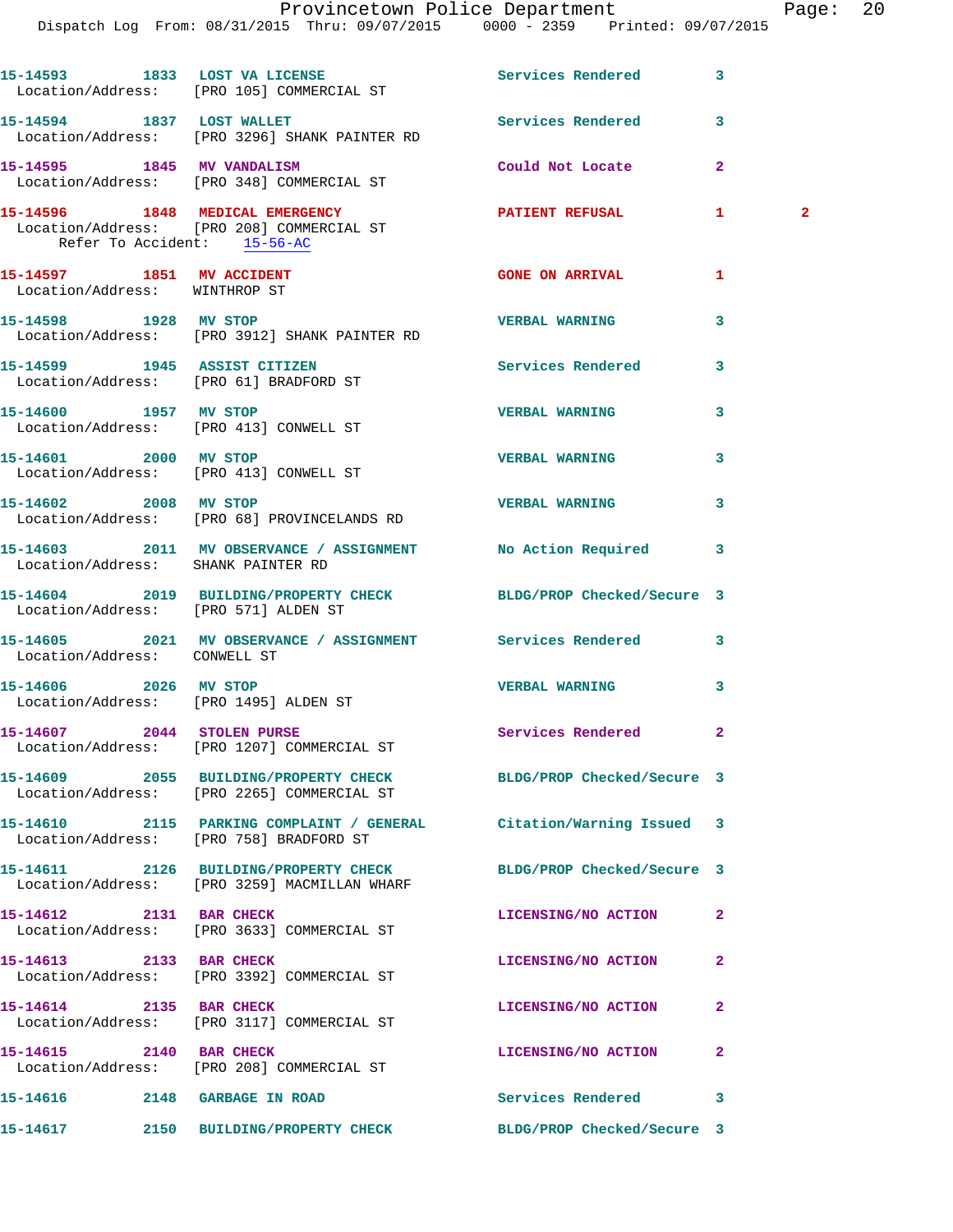15-14593 1833 LOST VA LICENSE Services Rendered 3
Location/Address: [PRO 105] COMMERCIAL ST

15-14594 1837 LOST WALLET Services Rendered 3
Location/Address: [PRO 3296] SHANK PAINTER RD

15-14595 1845 MV VANDALISM Could Not Locate 2
Location/Address: [PRO 348] COMMERCIAL ST

15-14596 1848 MEDICAL EMERGENCY PATIENT REFUSAL 1 2
Location/Address: [PRO 208] COMMERCIAL ST
Refer To Accident: 15-56-AC

15-14597 1851 MV ACCIDENT GONE ON ARRIVAL 1
Location/Address: WINTHROP ST

15-14598 1928 MV STOP VERBAL WARNING 3
Location/Address: [PRO 3912] SHANK PAINTER RD

15-14599 1945 ASSIST CITIZEN Services Rendered 3
Location/Address: [PRO 61] BRADFORD ST

15-14600 1957 MV STOP VERBAL WARNING 3
Location/Address: [PRO 413] CONWELL ST

15-14601 2000 MV STOP VERBAL WARNING 3
Location/Address: [PRO 413] CONWELL ST

15-14602 2008 MV STOP VERBAL WARNING 3
Location/Address: [PRO 68] PROVINCELANDS RD

15-14603 2011 MV OBSERVANCE / ASSIGNMENT No Action Required 3
Location/Address: SHANK PAINTER RD

15-14604 2019 BUILDING/PROPERTY CHECK BLDG/PROP Checked/Secure 3
Location/Address: [PRO 571] ALDEN ST

15-14605 2021 MV OBSERVANCE / ASSIGNMENT Services Rendered 3
Location/Address: CONWELL ST

15-14606 2026 MV STOP VERBAL WARNING 3
Location/Address: [PRO 1495] ALDEN ST

15-14607 2044 STOLEN PURSE Services Rendered 2
Location/Address: [PRO 1207] COMMERCIAL ST

15-14609 2055 BUILDING/PROPERTY CHECK BLDG/PROP Checked/Secure 3
Location/Address: [PRO 2265] COMMERCIAL ST

15-14610 2115 PARKING COMPLAINT / GENERAL Citation/Warning Issued 3
Location/Address: [PRO 758] BRADFORD ST

15-14611 2126 BUILDING/PROPERTY CHECK BLDG/PROP Checked/Secure 3
Location/Address: [PRO 3259] MACMILLAN WHARF

15-14612 2131 BAR CHECK LICENSING/NO ACTION 2
Location/Address: [PRO 3633] COMMERCIAL ST

15-14613 2133 BAR CHECK LICENSING/NO ACTION 2
Location/Address: [PRO 3392] COMMERCIAL ST

15-14614 2135 BAR CHECK LICENSING/NO ACTION 2
Location/Address: [PRO 3117] COMMERCIAL ST

15-14615 2140 BAR CHECK LICENSING/NO ACTION 2
Location/Address: [PRO 208] COMMERCIAL ST

15-14616 2148 GARBAGE IN ROAD Services Rendered 3

15-14617 2150 BUILDING/PROPERTY CHECK BLDG/PROP Checked/Secure 3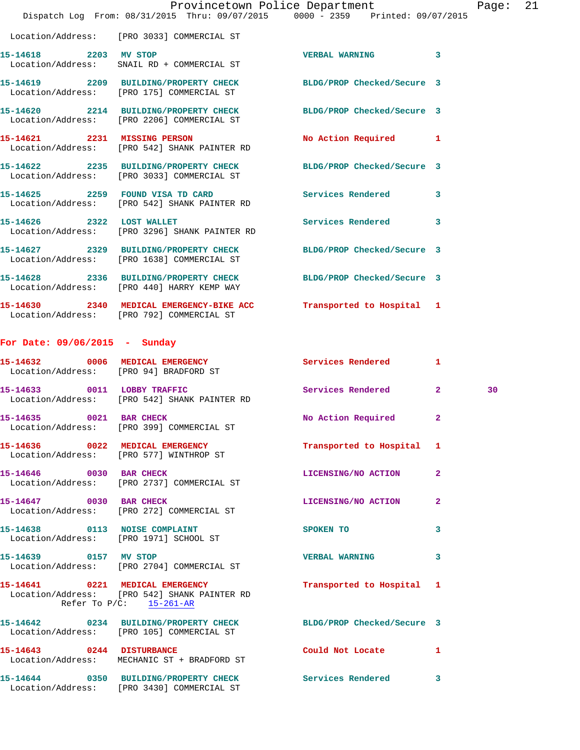Location/Address: [PRO 3033] COMMERCIAL ST

| | | | | | |
|---|---|---|---|---|---|
| 15-14618 | 2203 | MV STOP | VERBAL WARNING | 3 | |
| Location/Address: | SNAIL RD + COMMERCIAL ST | | | | |
| 15-14619 | 2209 | BUILDING/PROPERTY CHECK | BLDG/PROP Checked/Secure | 3 | |
| Location/Address: | [PRO 175] COMMERCIAL ST | | | | |
| 15-14620 | 2214 | BUILDING/PROPERTY CHECK | BLDG/PROP Checked/Secure | 3 | |
| Location/Address: | [PRO 2206] COMMERCIAL ST | | | | |
| 15-14621 | 2231 | MISSING PERSON | No Action Required | 1 | |
| Location/Address: | [PRO 542] SHANK PAINTER RD | | | | |
| 15-14622 | 2235 | BUILDING/PROPERTY CHECK | BLDG/PROP Checked/Secure | 3 | |
| Location/Address: | [PRO 3033] COMMERCIAL ST | | | | |
| 15-14625 | 2259 | FOUND VISA TD CARD | Services Rendered | 3 | |
| Location/Address: | [PRO 542] SHANK PAINTER RD | | | | |
| 15-14626 | 2322 | LOST WALLET | Services Rendered | 3 | |
| Location/Address: | [PRO 3296] SHANK PAINTER RD | | | | |
| 15-14627 | 2329 | BUILDING/PROPERTY CHECK | BLDG/PROP Checked/Secure | 3 | |
| Location/Address: | [PRO 1638] COMMERCIAL ST | | | | |
| 15-14628 | 2336 | BUILDING/PROPERTY CHECK | BLDG/PROP Checked/Secure | 3 | |
| Location/Address: | [PRO 440] HARRY KEMP WAY | | | | |
| 15-14630 | 2340 | MEDICAL EMERGENCY-BIKE ACC | Transported to Hospital | 1 | |
| Location/Address: | [PRO 792] COMMERCIAL ST | | | | |

**For Date: 09/06/2015 - Sunday**

| | | | | | |
|---|---|---|---|---|---|
| 15-14632 | 0006 | MEDICAL EMERGENCY | Services Rendered | 1 | |
| Location/Address: | [PRO 94] BRADFORD ST | | | | |
| 15-14633 | 0011 | LOBBY TRAFFIC | Services Rendered | 2 | 30 |
| Location/Address: | [PRO 542] SHANK PAINTER RD | | | | |
| 15-14635 | 0021 | BAR CHECK | No Action Required | 2 | |
| Location/Address: | [PRO 399] COMMERCIAL ST | | | | |
| 15-14636 | 0022 | MEDICAL EMERGENCY | Transported to Hospital | 1 | |
| Location/Address: | [PRO 577] WINTHROP ST | | | | |
| 15-14646 | 0030 | BAR CHECK | LICENSING/NO ACTION | 2 | |
| Location/Address: | [PRO 2737] COMMERCIAL ST | | | | |
| 15-14647 | 0030 | BAR CHECK | LICENSING/NO ACTION | 2 | |
| Location/Address: | [PRO 272] COMMERCIAL ST | | | | |
| 15-14638 | 0113 | NOISE COMPLAINT | SPOKEN TO | 3 | |
| Location/Address: | [PRO 1971] SCHOOL ST | | | | |
| 15-14639 | 0157 | MV STOP | VERBAL WARNING | 3 | |
| Location/Address: | [PRO 2704] COMMERCIAL ST | | | | |
| 15-14641 | 0221 | MEDICAL EMERGENCY | Transported to Hospital | 1 | |
| Location/Address: | [PRO 542] SHANK PAINTER RD | | | | |
| Refer To P/C: | 15-261-AR | | | | |
| 15-14642 | 0234 | BUILDING/PROPERTY CHECK | BLDG/PROP Checked/Secure | 3 | |
| Location/Address: | [PRO 105] COMMERCIAL ST | | | | |
| 15-14643 | 0244 | DISTURBANCE | Could Not Locate | 1 | |
| Location/Address: | MECHANIC ST + BRADFORD ST | | | | |
| 15-14644 | 0350 | BUILDING/PROPERTY CHECK | Services Rendered | 3 | |
| Location/Address: | [PRO 3430] COMMERCIAL ST | | | | |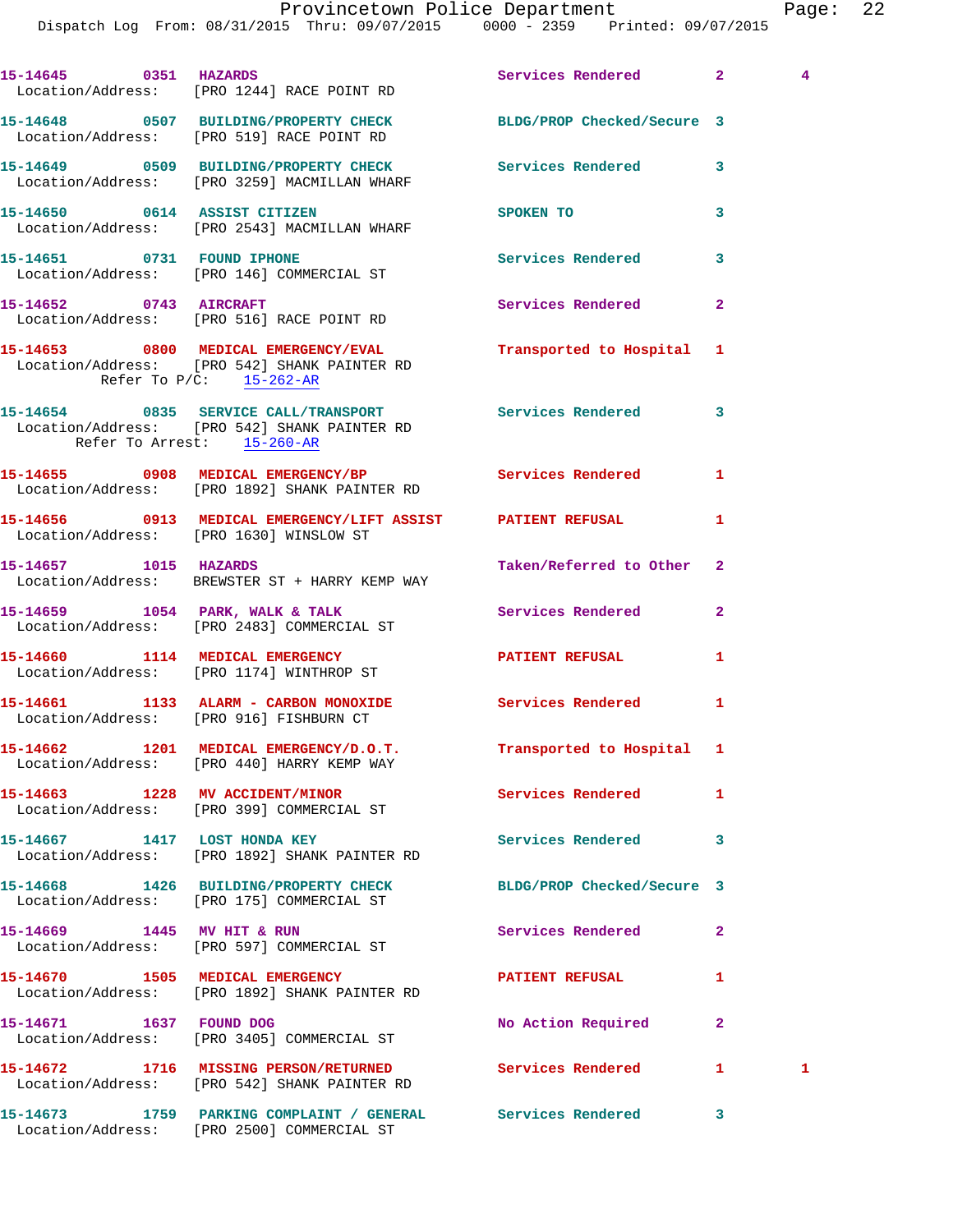15-14645 0351 HAZARDS Services Rendered 2 4
Location/Address: [PRO 1244] RACE POINT RD

15-14648 0507 BUILDING/PROPERTY CHECK BLDG/PROP Checked/Secure 3
Location/Address: [PRO 519] RACE POINT RD

15-14649 0509 BUILDING/PROPERTY CHECK Services Rendered 3
Location/Address: [PRO 3259] MACMILLAN WHARF

15-14650 0614 ASSIST CITIZEN SPOKEN TO 3
Location/Address: [PRO 2543] MACMILLAN WHARF

15-14651 0731 FOUND IPHONE Services Rendered 3
Location/Address: [PRO 146] COMMERCIAL ST

15-14652 0743 AIRCRAFT Services Rendered 2
Location/Address: [PRO 516] RACE POINT RD

15-14653 0800 MEDICAL EMERGENCY/EVAL Transported to Hospital 1
Location/Address: [PRO 542] SHANK PAINTER RD
Refer To P/C: 15-262-AR

15-14654 0835 SERVICE CALL/TRANSPORT Services Rendered 3
Location/Address: [PRO 542] SHANK PAINTER RD
Refer To Arrest: 15-260-AR

15-14655 0908 MEDICAL EMERGENCY/BP Services Rendered 1
Location/Address: [PRO 1892] SHANK PAINTER RD

15-14656 0913 MEDICAL EMERGENCY/LIFT ASSIST PATIENT REFUSAL 1
Location/Address: [PRO 1630] WINSLOW ST

15-14657 1015 HAZARDS Taken/Referred to Other 2
Location/Address: BREWSTER ST + HARRY KEMP WAY

15-14659 1054 PARK, WALK & TALK Services Rendered 2
Location/Address: [PRO 2483] COMMERCIAL ST

15-14660 1114 MEDICAL EMERGENCY PATIENT REFUSAL 1
Location/Address: [PRO 1174] WINTHROP ST

15-14661 1133 ALARM - CARBON MONOXIDE Services Rendered 1
Location/Address: [PRO 916] FISHBURN CT

15-14662 1201 MEDICAL EMERGENCY/D.O.T. Transported to Hospital 1
Location/Address: [PRO 440] HARRY KEMP WAY

15-14663 1228 MV ACCIDENT/MINOR Services Rendered 1
Location/Address: [PRO 399] COMMERCIAL ST

15-14667 1417 LOST HONDA KEY Services Rendered 3
Location/Address: [PRO 1892] SHANK PAINTER RD

15-14668 1426 BUILDING/PROPERTY CHECK BLDG/PROP Checked/Secure 3
Location/Address: [PRO 175] COMMERCIAL ST

15-14669 1445 MV HIT & RUN Services Rendered 2
Location/Address: [PRO 597] COMMERCIAL ST

15-14670 1505 MEDICAL EMERGENCY PATIENT REFUSAL 1
Location/Address: [PRO 1892] SHANK PAINTER RD

15-14671 1637 FOUND DOG No Action Required 2
Location/Address: [PRO 3405] COMMERCIAL ST

15-14672 1716 MISSING PERSON/RETURNED Services Rendered 1 1
Location/Address: [PRO 542] SHANK PAINTER RD

15-14673 1759 PARKING COMPLAINT / GENERAL Services Rendered 3
Location/Address: [PRO 2500] COMMERCIAL ST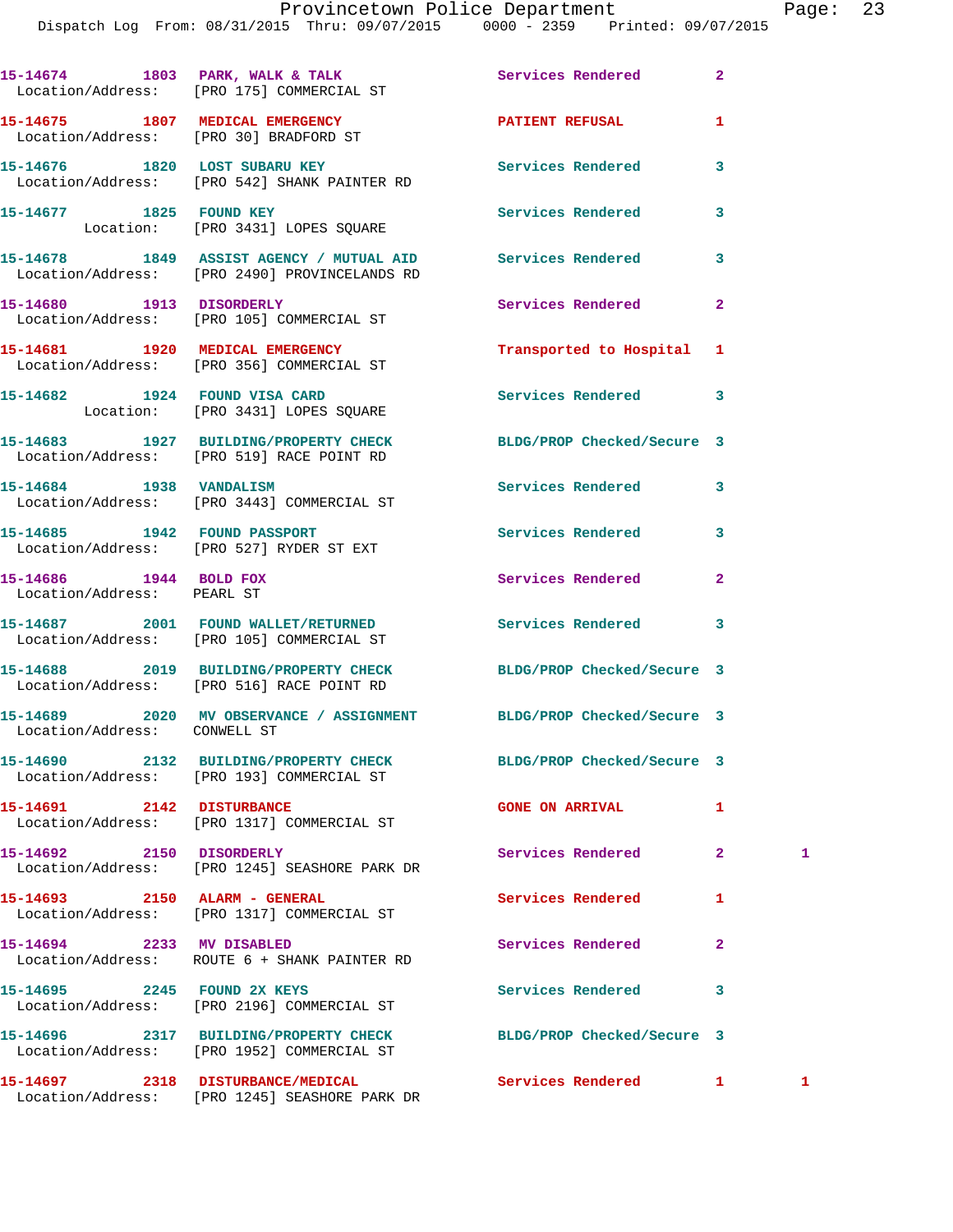15-14674 1803 PARK, WALK & TALK Services Rendered 2
Location/Address: [PRO 175] COMMERCIAL ST

15-14675 1807 MEDICAL EMERGENCY PATIENT REFUSAL 1
Location/Address: [PRO 30] BRADFORD ST

15-14676 1820 LOST SUBARU KEY Services Rendered 3
Location/Address: [PRO 542] SHANK PAINTER RD

15-14677 1825 FOUND KEY Services Rendered 3
Location: [PRO 3431] LOPES SQUARE

15-14678 1849 ASSIST AGENCY / MUTUAL AID Services Rendered 3
Location/Address: [PRO 2490] PROVINCELANDS RD

15-14680 1913 DISORDERLY Services Rendered 2
Location/Address: [PRO 105] COMMERCIAL ST

15-14681 1920 MEDICAL EMERGENCY Transported to Hospital 1
Location/Address: [PRO 356] COMMERCIAL ST

15-14682 1924 FOUND VISA CARD Services Rendered 3
Location: [PRO 3431] LOPES SQUARE

15-14683 1927 BUILDING/PROPERTY CHECK BLDG/PROP Checked/Secure 3
Location/Address: [PRO 519] RACE POINT RD

15-14684 1938 VANDALISM Services Rendered 3
Location/Address: [PRO 3443] COMMERCIAL ST

15-14685 1942 FOUND PASSPORT Services Rendered 3
Location/Address: [PRO 527] RYDER ST EXT

15-14686 1944 BOLD FOX Services Rendered 2
Location/Address: PEARL ST

15-14687 2001 FOUND WALLET/RETURNED Services Rendered 3
Location/Address: [PRO 105] COMMERCIAL ST

15-14688 2019 BUILDING/PROPERTY CHECK BLDG/PROP Checked/Secure 3
Location/Address: [PRO 516] RACE POINT RD

15-14689 2020 MV OBSERVANCE / ASSIGNMENT BLDG/PROP Checked/Secure 3
Location/Address: CONWELL ST

15-14690 2132 BUILDING/PROPERTY CHECK BLDG/PROP Checked/Secure 3
Location/Address: [PRO 193] COMMERCIAL ST

15-14691 2142 DISTURBANCE GONE ON ARRIVAL 1
Location/Address: [PRO 1317] COMMERCIAL ST

15-14692 2150 DISORDERLY Services Rendered 2 1
Location/Address: [PRO 1245] SEASHORE PARK DR

15-14693 2150 ALARM - GENERAL Services Rendered 1
Location/Address: [PRO 1317] COMMERCIAL ST

15-14694 2233 MV DISABLED Services Rendered 2
Location/Address: ROUTE 6 + SHANK PAINTER RD

15-14695 2245 FOUND 2X KEYS Services Rendered 3
Location/Address: [PRO 2196] COMMERCIAL ST

15-14696 2317 BUILDING/PROPERTY CHECK BLDG/PROP Checked/Secure 3
Location/Address: [PRO 1952] COMMERCIAL ST

15-14697 2318 DISTURBANCE/MEDICAL Services Rendered 1 1
Location/Address: [PRO 1245] SEASHORE PARK DR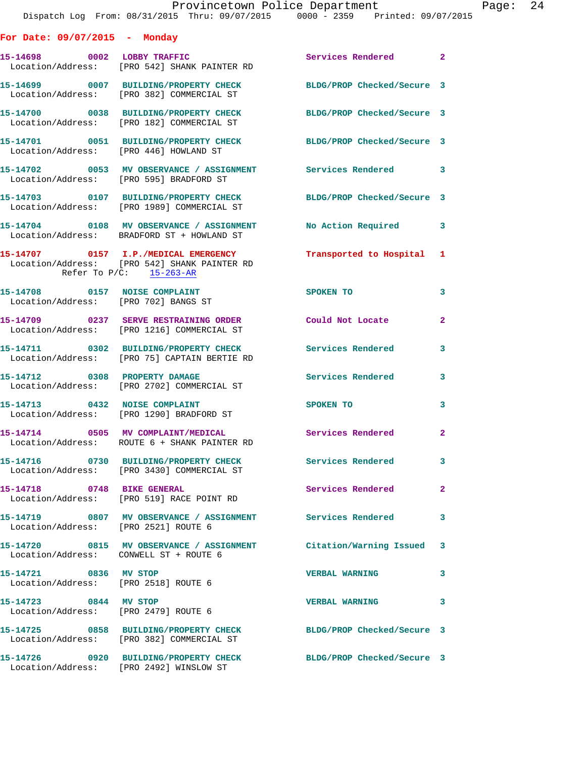**For Date: 09/07/2015 - Monday**

**15-14698 0002 LOBBY TRAFFIC** Services Rendered 2
Location/Address: [PRO 542] SHANK PAINTER RD

**15-14699 0007 BUILDING/PROPERTY CHECK** BLDG/PROP Checked/Secure 3
Location/Address: [PRO 382] COMMERCIAL ST

**15-14700 0038 BUILDING/PROPERTY CHECK** BLDG/PROP Checked/Secure 3
Location/Address: [PRO 182] COMMERCIAL ST

**15-14701 0051 BUILDING/PROPERTY CHECK** BLDG/PROP Checked/Secure 3
Location/Address: [PRO 446] HOWLAND ST

**15-14702 0053 MV OBSERVANCE / ASSIGNMENT** Services Rendered 3
Location/Address: [PRO 595] BRADFORD ST

**15-14703 0107 BUILDING/PROPERTY CHECK** BLDG/PROP Checked/Secure 3
Location/Address: [PRO 1989] COMMERCIAL ST

**15-14704 0108 MV OBSERVANCE / ASSIGNMENT** No Action Required 3
Location/Address: BRADFORD ST + HOWLAND ST

**15-14707 0157 I.P./MEDICAL EMERGENCY** Transported to Hospital 1
Location/Address: [PRO 542] SHANK PAINTER RD
Refer To P/C: 15-263-AR

**15-14708 0157 NOISE COMPLAINT** SPOKEN TO 3
Location/Address: [PRO 702] BANGS ST

**15-14709 0237 SERVE RESTRAINING ORDER** Could Not Locate 2
Location/Address: [PRO 1216] COMMERCIAL ST

**15-14711 0302 BUILDING/PROPERTY CHECK** Services Rendered 3
Location/Address: [PRO 75] CAPTAIN BERTIE RD

**15-14712 0308 PROPERTY DAMAGE** Services Rendered 3
Location/Address: [PRO 2702] COMMERCIAL ST

**15-14713 0432 NOISE COMPLAINT** SPOKEN TO 3
Location/Address: [PRO 1290] BRADFORD ST

**15-14714 0505 MV COMPLAINT/MEDICAL** Services Rendered 2
Location/Address: ROUTE 6 + SHANK PAINTER RD

**15-14716 0730 BUILDING/PROPERTY CHECK** Services Rendered 3
Location/Address: [PRO 3430] COMMERCIAL ST

**15-14718 0748 BIKE GENERAL** Services Rendered 2
Location/Address: [PRO 519] RACE POINT RD

**15-14719 0807 MV OBSERVANCE / ASSIGNMENT** Services Rendered 3
Location/Address: [PRO 2521] ROUTE 6

**15-14720 0815 MV OBSERVANCE / ASSIGNMENT** Citation/Warning Issued 3
Location/Address: CONWELL ST + ROUTE 6

**15-14721 0836 MV STOP** VERBAL WARNING 3
Location/Address: [PRO 2518] ROUTE 6

**15-14723 0844 MV STOP** VERBAL WARNING 3
Location/Address: [PRO 2479] ROUTE 6

**15-14725 0858 BUILDING/PROPERTY CHECK** BLDG/PROP Checked/Secure 3
Location/Address: [PRO 382] COMMERCIAL ST

**15-14726 0920 BUILDING/PROPERTY CHECK** BLDG/PROP Checked/Secure 3
Location/Address: [PRO 2492] WINSLOW ST